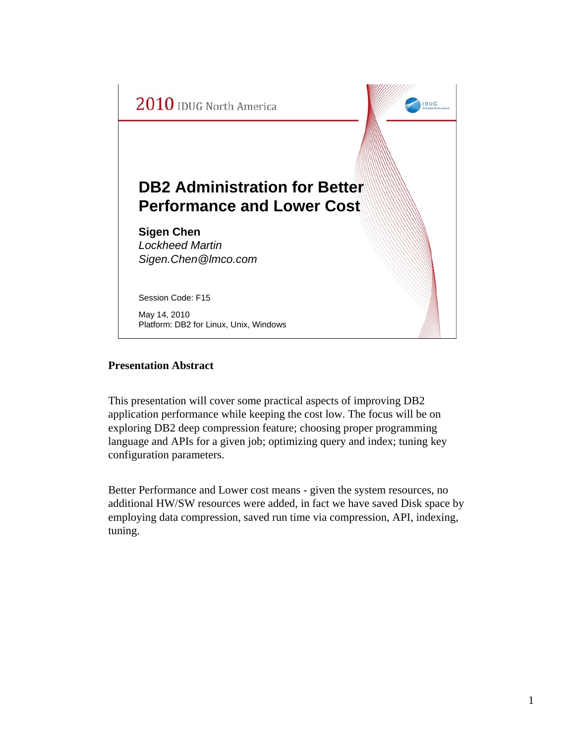2010 IDUG North America

# DB2 Administration for Better Performance and Lower Cost

**Sigen Chen**
*Lockheed Martin*
*Sigen.Chen@lmco.com*

Session Code: F15

May 14, 2010
Platform: DB2 for Linux, Unix, Windows

## Presentation Abstract

This presentation will cover some practical aspects of improving DB2 application performance while keeping the cost low. The focus will be on exploring DB2 deep compression feature; choosing proper programming language and APIs for a given job; optimizing query and index; tuning key configuration parameters.

Better Performance and Lower cost means - given the system resources, no additional HW/SW resources were added, in fact we have saved Disk space by employing data compression, saved run time via compression, API, indexing, tuning.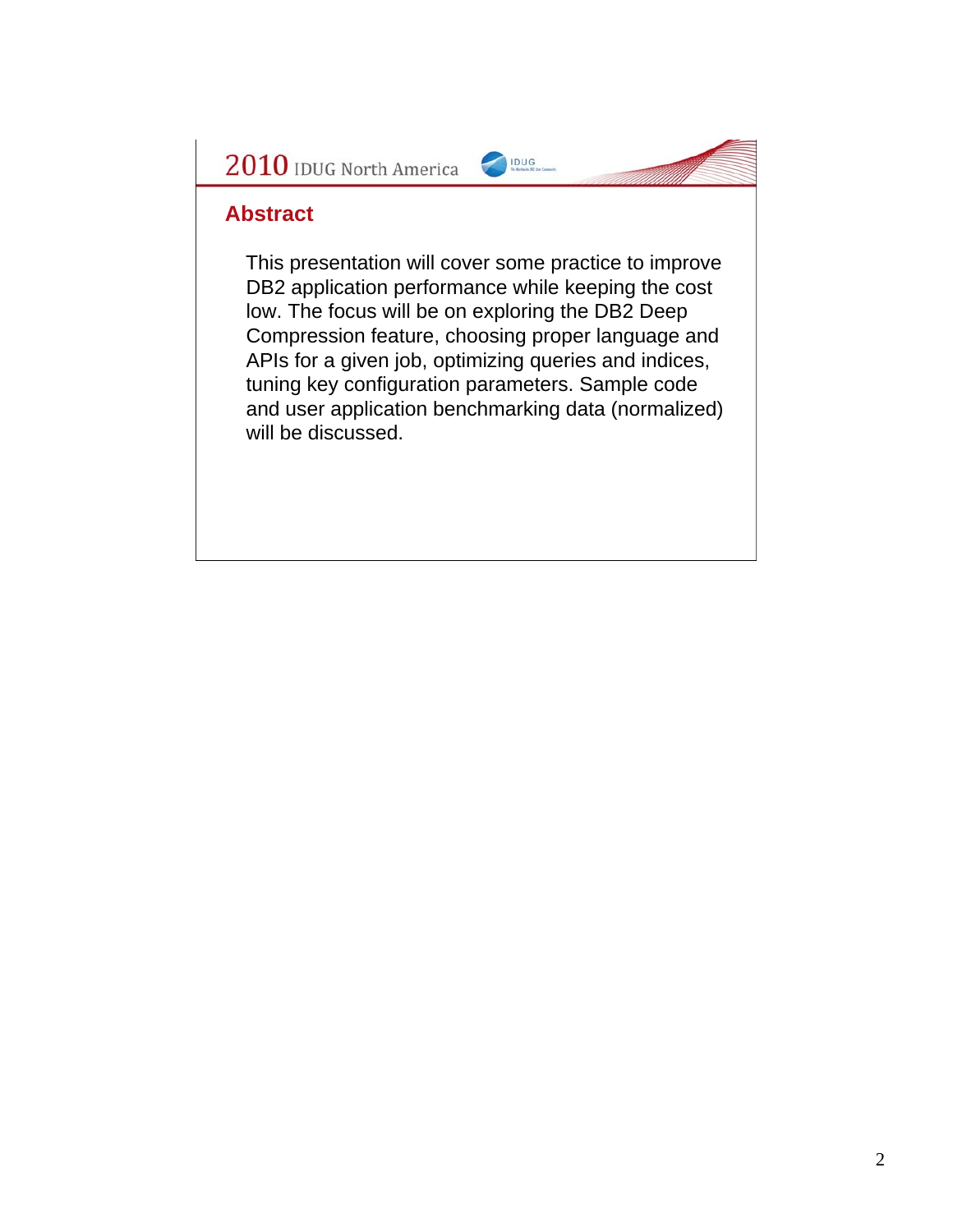## Abstract

This presentation will cover some practice to improve DB2 application performance while keeping the cost low. The focus will be on exploring the DB2 Deep Compression feature, choosing proper language and APIs for a given job, optimizing queries and indices, tuning key configuration parameters. Sample code and user application benchmarking data (normalized) will be discussed.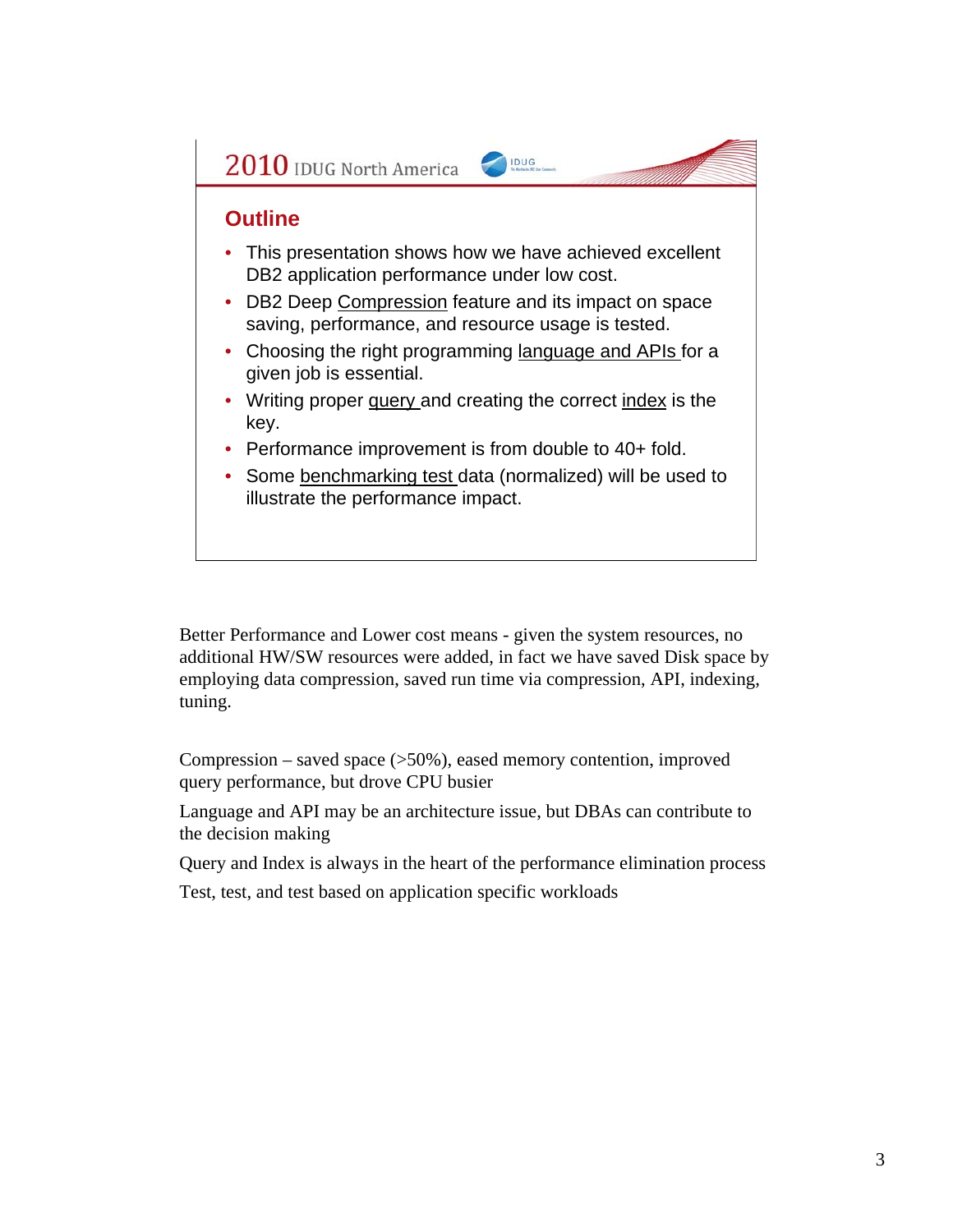## Outline

- This presentation shows how we have achieved excellent DB2 application performance under low cost.
- DB2 Deep Compression feature and its impact on space saving, performance, and resource usage is tested.
- Choosing the right programming language and APIs for a given job is essential.
- Writing proper query and creating the correct index is the key.
- Performance improvement is from double to 40+ fold.
- Some benchmarking test data (normalized) will be used to illustrate the performance impact.

Better Performance and Lower cost means - given the system resources, no additional HW/SW resources were added, in fact we have saved Disk space by employing data compression, saved run time via compression, API, indexing, tuning.

Compression – saved space (>50%), eased memory contention, improved query performance, but drove CPU busier

Language and API may be an architecture issue, but DBAs can contribute to the decision making

Query and Index is always in the heart of the performance elimination process

Test, test, and test based on application specific workloads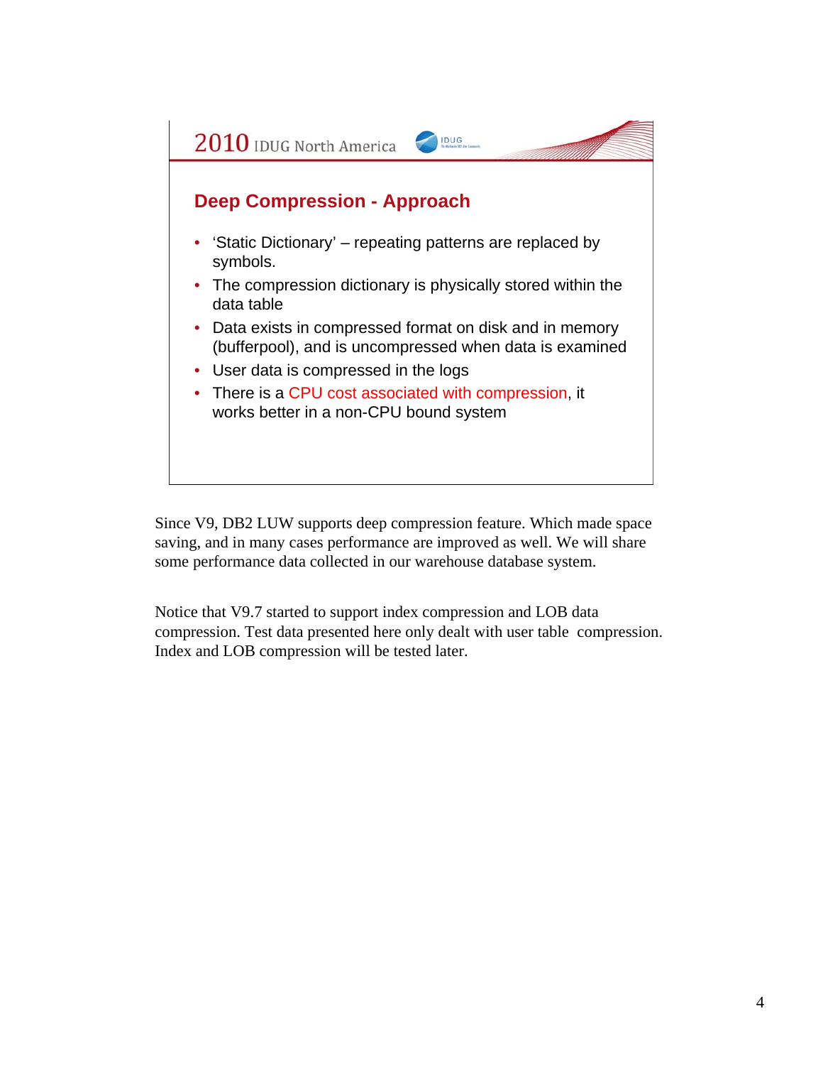2010 IDUG North America

## Deep Compression - Approach

- 'Static Dictionary' – repeating patterns are replaced by symbols.
- The compression dictionary is physically stored within the data table
- Data exists in compressed format on disk and in memory (bufferpool), and is uncompressed when data is examined
- User data is compressed in the logs
- There is a CPU cost associated with compression, it works better in a non-CPU bound system

Since V9, DB2 LUW supports deep compression feature. Which made space saving, and in many cases performance are improved as well. We will share some performance data collected in our warehouse database system.

Notice that V9.7 started to support index compression and LOB data compression. Test data presented here only dealt with user table compression. Index and LOB compression will be tested later.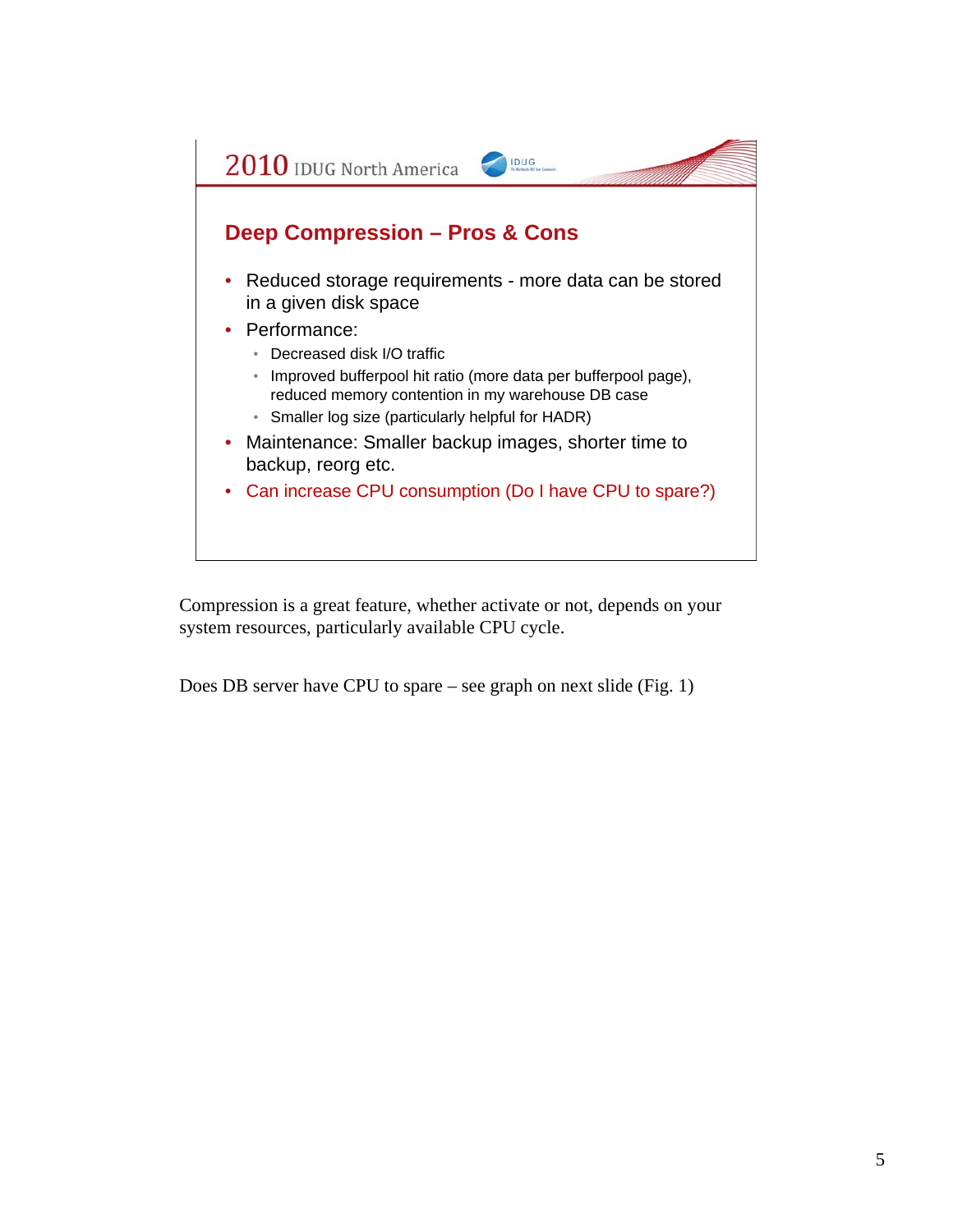## Deep Compression – Pros & Cons

- Reduced storage requirements - more data can be stored in a given disk space
- Performance:
  - Decreased disk I/O traffic
  - Improved bufferpool hit ratio (more data per bufferpool page), reduced memory contention in my warehouse DB case
  - Smaller log size (particularly helpful for HADR)
- Maintenance: Smaller backup images, shorter time to backup, reorg etc.
- Can increase CPU consumption (Do I have CPU to spare?)

Compression is a great feature, whether activate or not, depends on your system resources, particularly available CPU cycle.

Does DB server have CPU to spare – see graph on next slide (Fig. 1)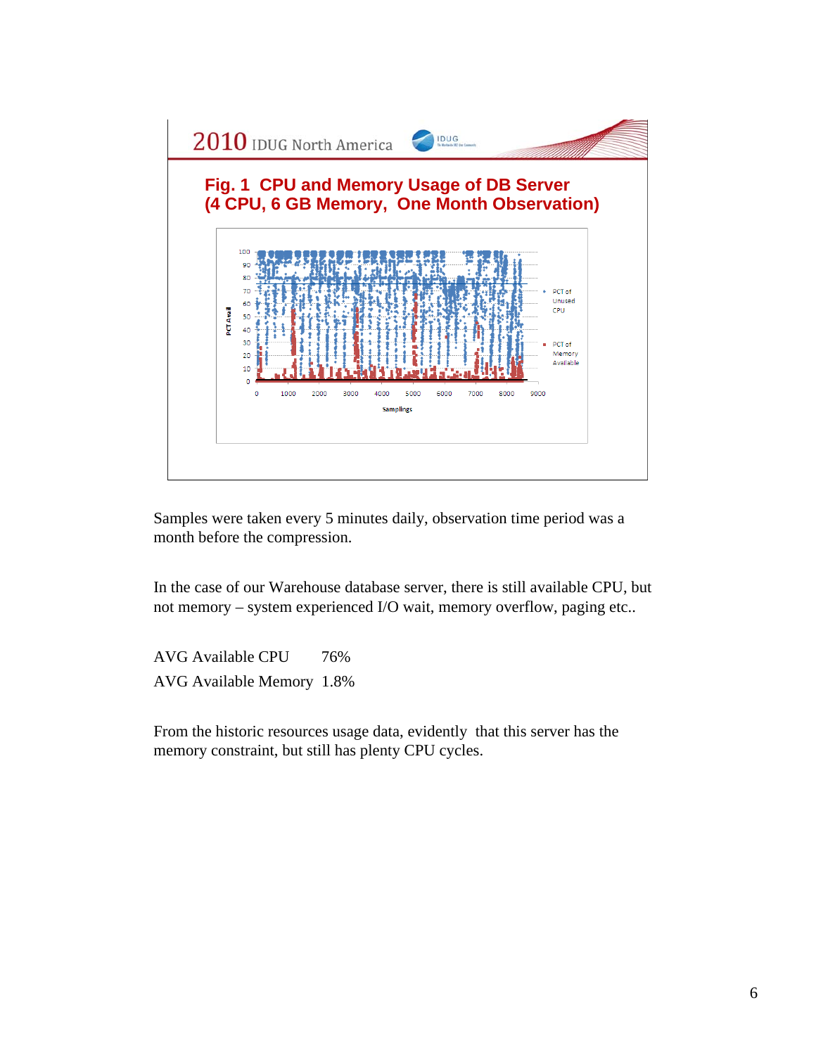2010 IDUG North America

**Fig. 1 CPU and Memory Usage of DB Server (4 CPU, 6 GB Memory, One Month Observation)**

Samples were taken every 5 minutes daily, observation time period was a month before the compression.

In the case of our Warehouse database server, there is still available CPU, but not memory – system experienced I/O wait, memory overflow, paging etc..

| | |
|---|---|
| AVG Available CPU | 76% |
| AVG Available Memory | 1.8% |

From the historic resources usage data, evidently that this server has the memory constraint, but still has plenty CPU cycles.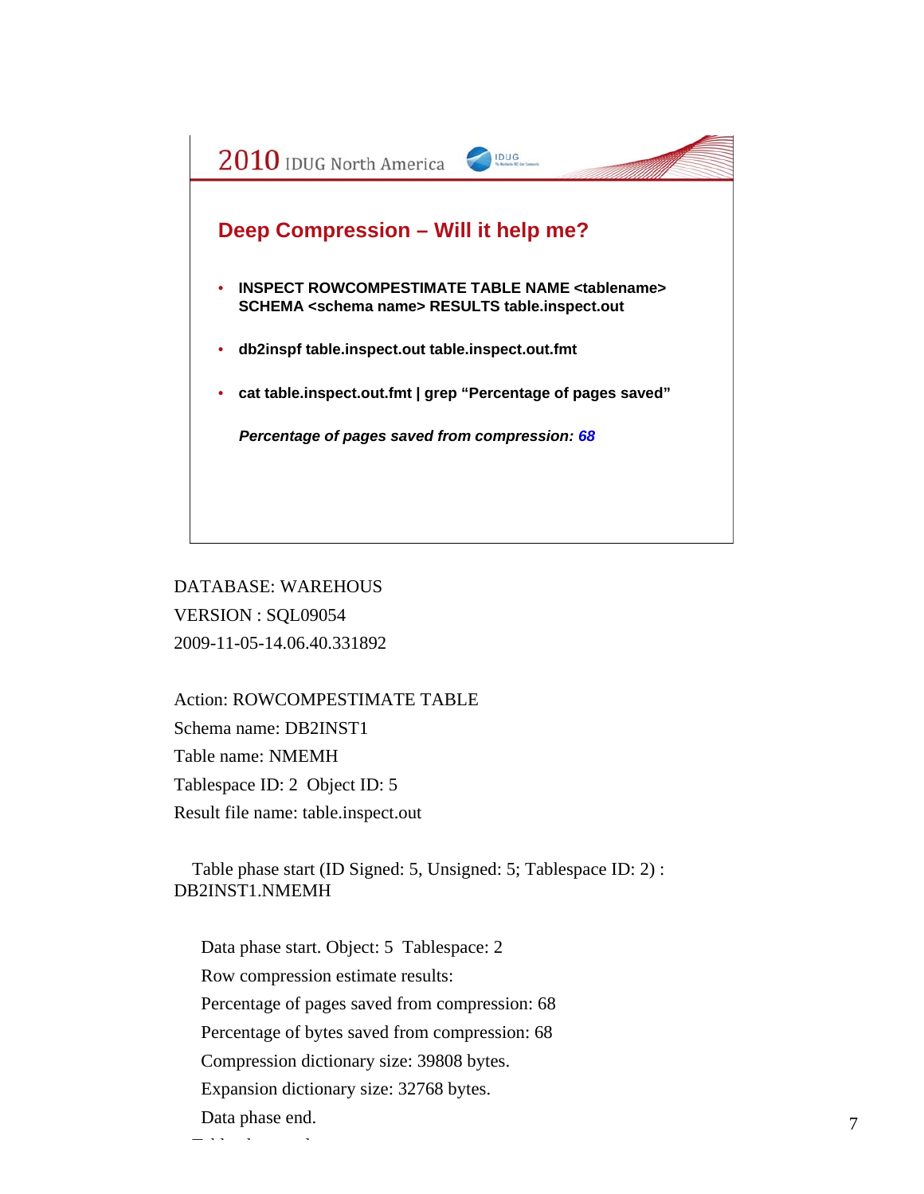## Deep Compression – Will it help me?

- **INSPECT ROWCOMPESTIMATE TABLE NAME <tablename> SCHEMA <schema name> RESULTS table.inspect.out**
- **db2inspf table.inspect.out table.inspect.out.fmt**
- **cat table.inspect.out.fmt | grep "Percentage of pages saved"**

***Percentage of pages saved from compression: 68***

DATABASE: WAREHOUS
VERSION : SQL09054
2009-11-05-14.06.40.331892

Action: ROWCOMPESTIMATE TABLE
Schema name: DB2INST1
Table name: NMEMH
Tablespace ID: 2 Object ID: 5
Result file name: table.inspect.out

Table phase start (ID Signed: 5, Unsigned: 5; Tablespace ID: 2) : DB2INST1.NMEMH

Data phase start. Object: 5 Tablespace: 2
Row compression estimate results:
Percentage of pages saved from compression: 68
Percentage of bytes saved from compression: 68
Compression dictionary size: 39808 bytes.
Expansion dictionary size: 32768 bytes.
Data phase end.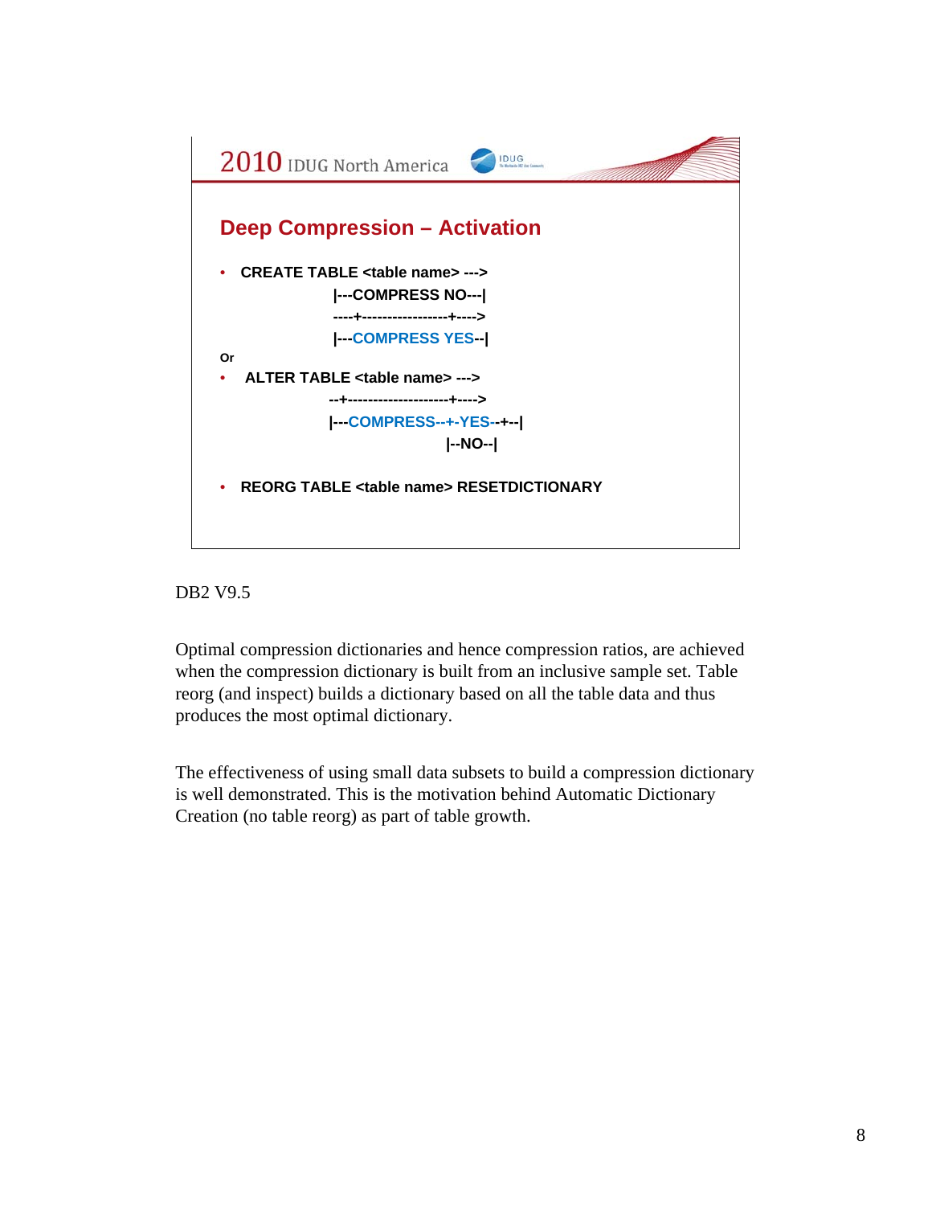## Deep Compression – Activation

- **CREATE TABLE <table name> --->**

```
                    |---COMPRESS NO---|
                    ----+-----------------+---->
                    |---COMPRESS YES--|
```

**Or**

- **ALTER TABLE <table name> --->**

```
                    --+--------------------+---->
                    |---COMPRESS--+-YES--+--|
                                   |--NO--|
```

- **REORG TABLE <table name> RESETDICTIONARY**

DB2 V9.5

Optimal compression dictionaries and hence compression ratios, are achieved when the compression dictionary is built from an inclusive sample set. Table reorg (and inspect) builds a dictionary based on all the table data and thus produces the most optimal dictionary.

The effectiveness of using small data subsets to build a compression dictionary is well demonstrated. This is the motivation behind Automatic Dictionary Creation (no table reorg) as part of table growth.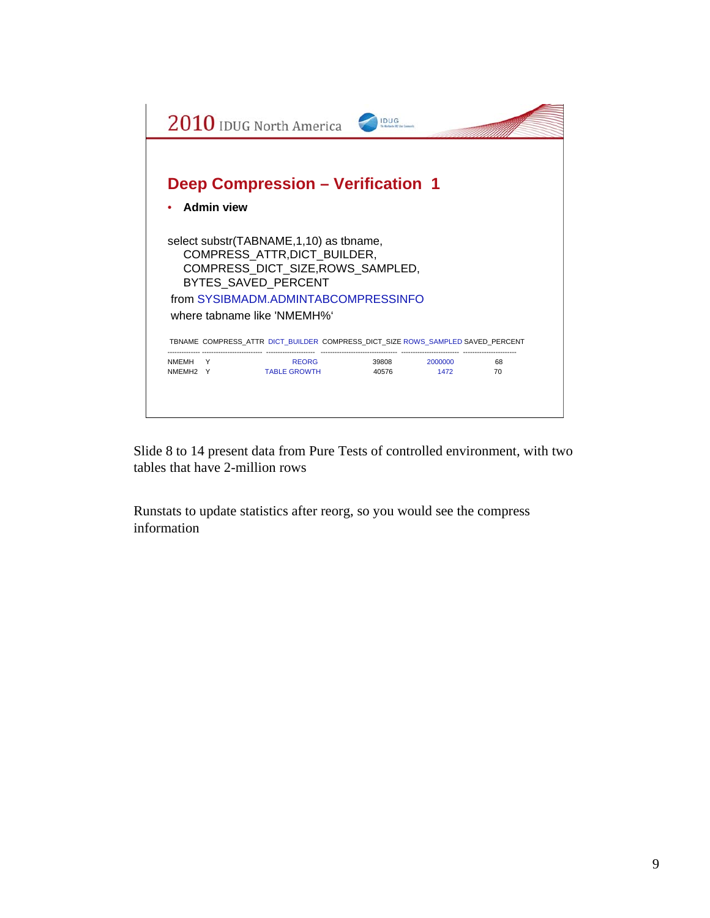## Deep Compression – Verification 1

- **Admin view**

```
select substr(TABNAME,1,10) as tbname,
   COMPRESS_ATTR,DICT_BUILDER,
   COMPRESS_DICT_SIZE,ROWS_SAMPLED,
   BYTES_SAVED_PERCENT
from SYSIBMADM.ADMINTABCOMPRESSINFO
where tabname like 'NMEMH%'
```

| TBNAME | COMPRESS_ATTR | DICT_BUILDER | COMPRESS_DICT_SIZE | ROWS_SAMPLED | SAVED_PERCENT |
|---|---|---|---|---|---|
| NMEMH | Y | REORG | 39808 | 2000000 | 68 |
| NMEMH2 | Y | TABLE GROWTH | 40576 | 1472 | 70 |

Slide 8 to 14 present data from Pure Tests of controlled environment, with two tables that have 2-million rows

Runstats to update statistics after reorg, so you would see the compress information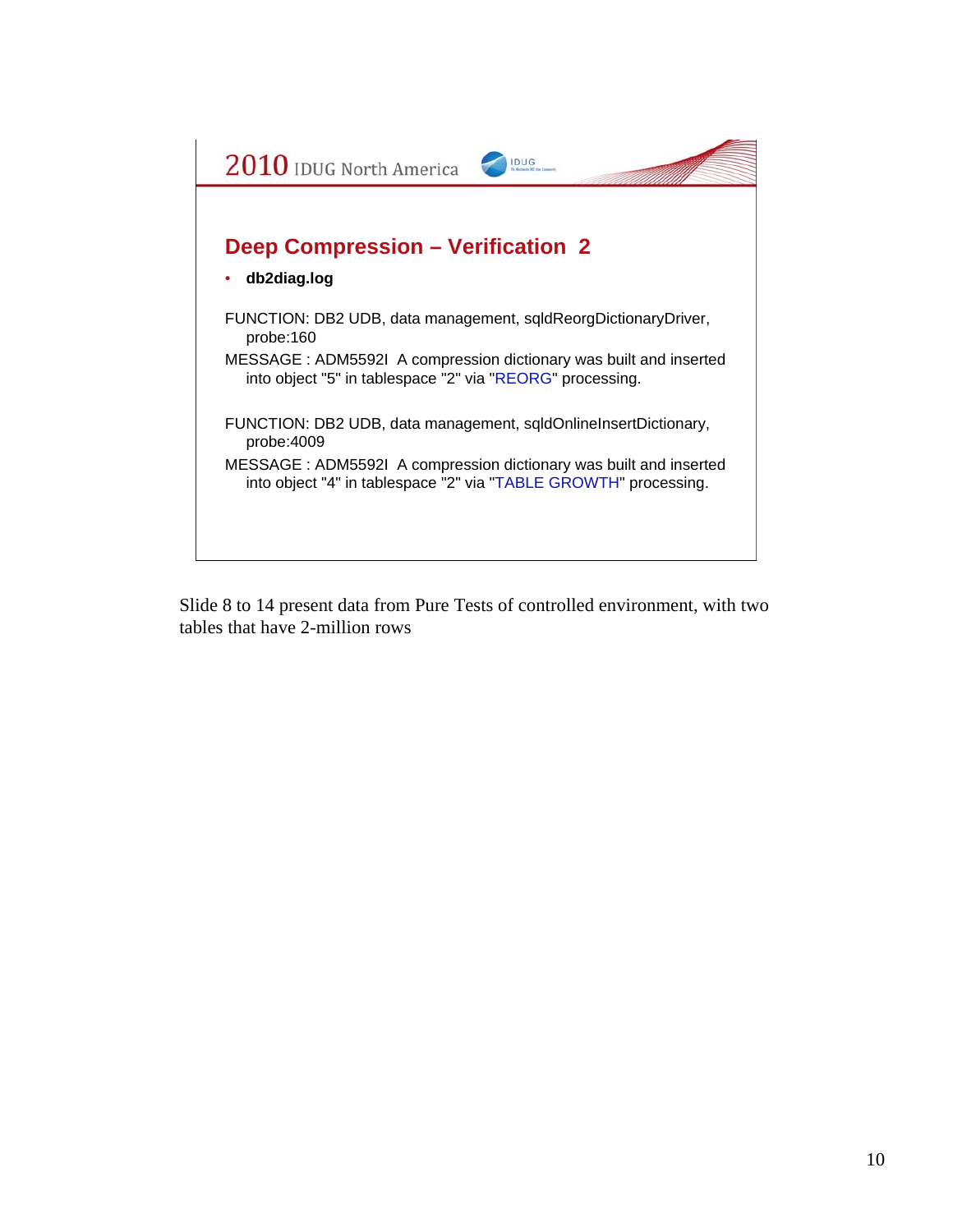2010 IDUG North America

## Deep Compression – Verification 2

- **db2diag.log**

FUNCTION: DB2 UDB, data management, sqldReorgDictionaryDriver, probe:160

MESSAGE : ADM5592I A compression dictionary was built and inserted into object "5" in tablespace "2" via "REORG" processing.

FUNCTION: DB2 UDB, data management, sqldOnlineInsertDictionary, probe:4009

MESSAGE : ADM5592I A compression dictionary was built and inserted into object "4" in tablespace "2" via "TABLE GROWTH" processing.

Slide 8 to 14 present data from Pure Tests of controlled environment, with two tables that have 2-million rows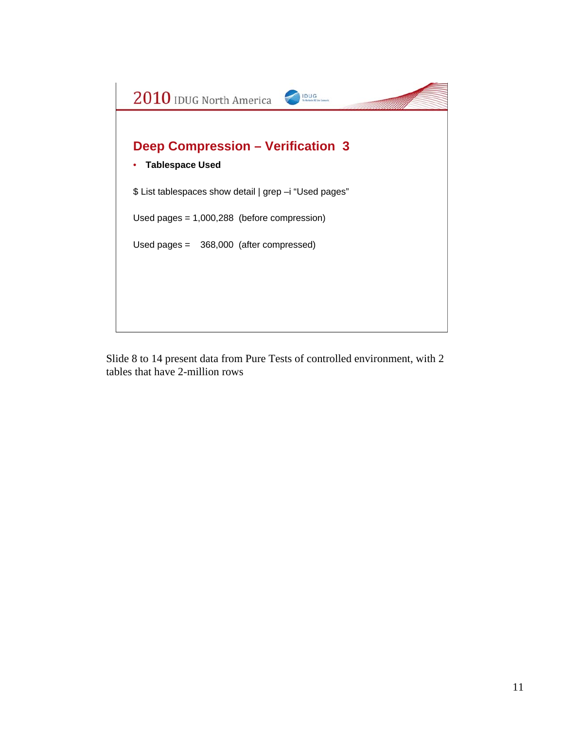## Deep Compression – Verification 3

- **Tablespace Used**

$ List tablespaces show detail | grep –i "Used pages"

Used pages = 1,000,288 (before compression)

Used pages = 368,000 (after compressed)

Slide 8 to 14 present data from Pure Tests of controlled environment, with 2 tables that have 2-million rows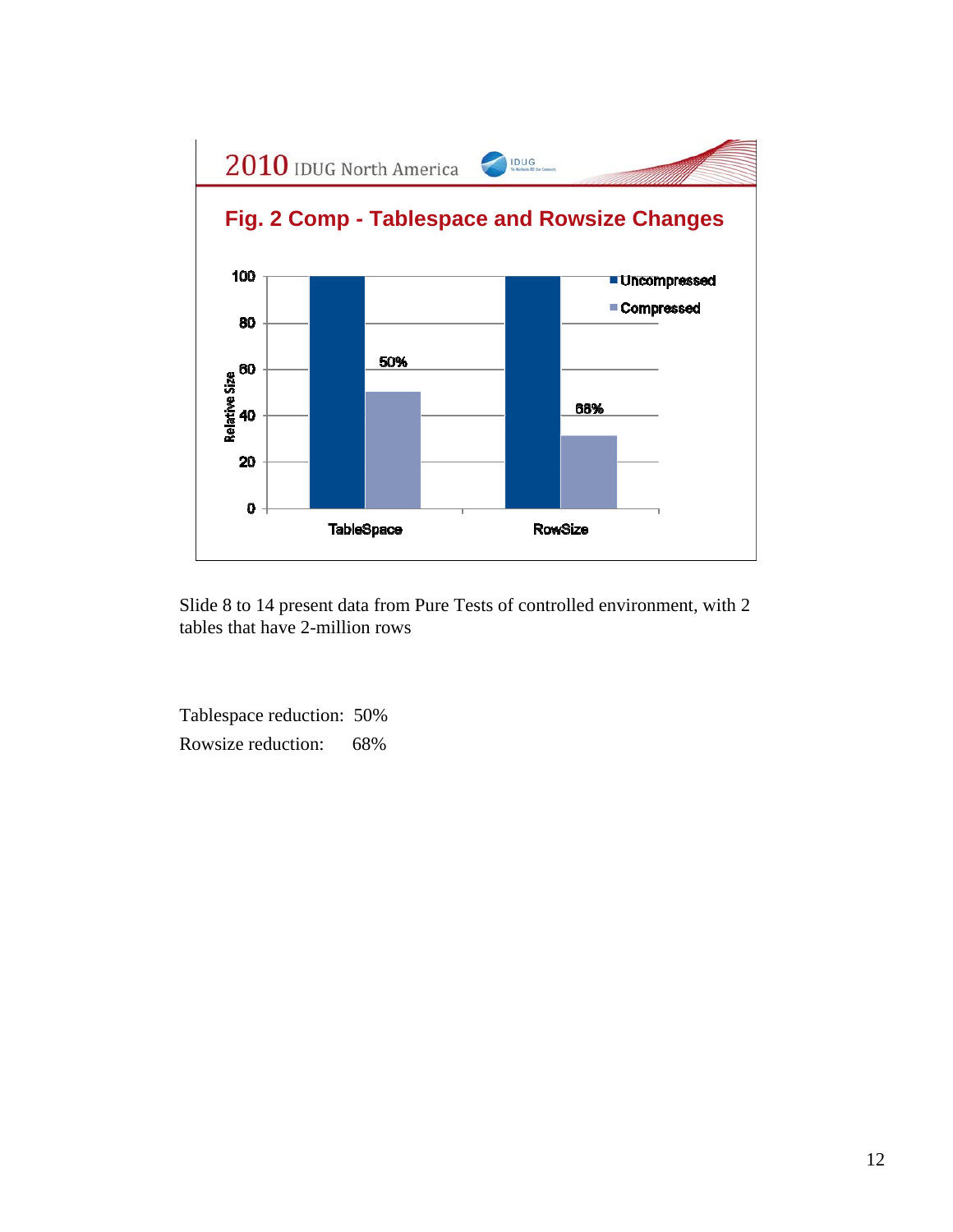## Fig. 2 Comp - Tablespace and Rowsize Changes

| | Uncompressed | Compressed |
|---|---|---|
| TableSpace | 100 | 50% |
| RowSize | 100 | 68% |

Relative Size

Slide 8 to 14 present data from Pure Tests of controlled environment, with 2 tables that have 2-million rows

Tablespace reduction: 50%

Rowsize reduction: 68%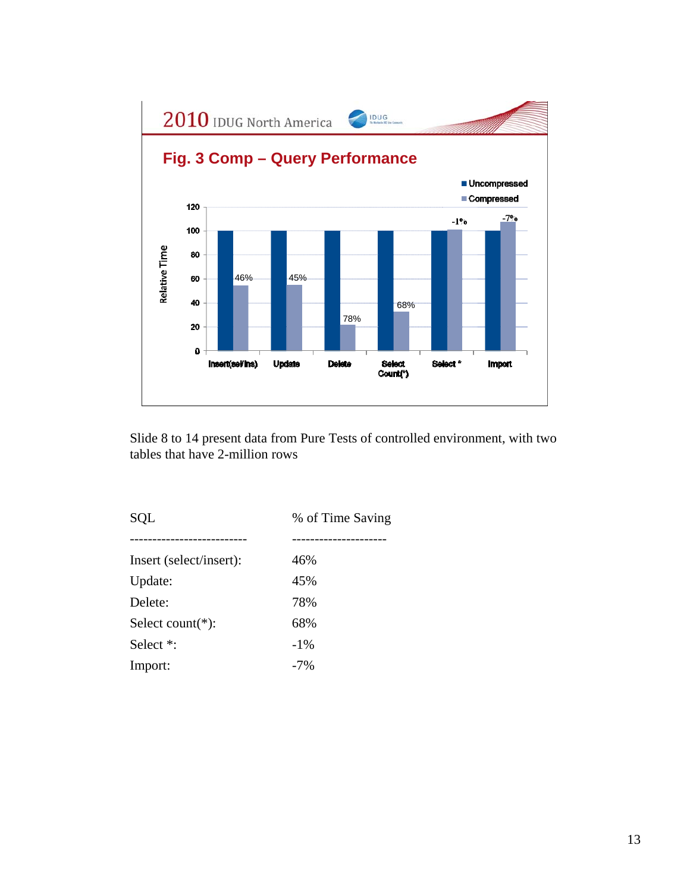## Fig. 3 Comp – Query Performance

Slide 8 to 14 present data from Pure Tests of controlled environment, with two tables that have 2-million rows

| SQL | % of Time Saving |
|---|---|
| Insert (select/insert): | 46% |
| Update: | 45% |
| Delete: | 78% |
| Select count(*): | 68% |
| Select *: | -1% |
| Import: | -7% |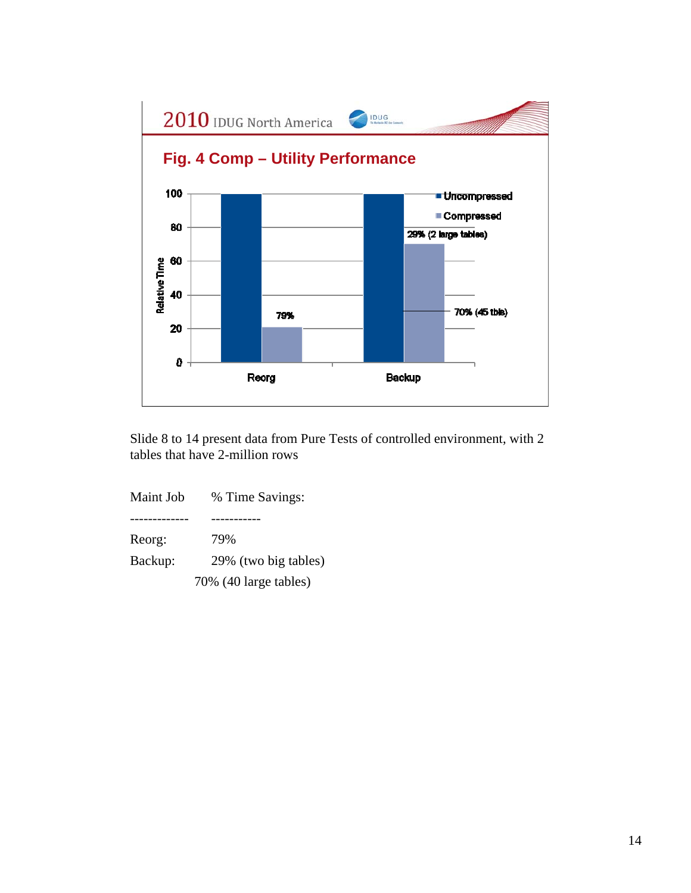2010 IDUG North America

## Fig. 4 Comp – Utility Performance

| | Uncompressed | Compressed |
|---|---|---|
| Reorg | 100 | 79% |
| Backup | 100 | 29% (2 large tables); 70% (45 tbls) |

Relative Time

Slide 8 to 14 present data from Pure Tests of controlled environment, with 2 tables that have 2-million rows

| Maint Job | % Time Savings: |
|---|---|
| Reorg: | 79% |
| Backup: | 29% (two big tables) |
| | 70% (40 large tables) |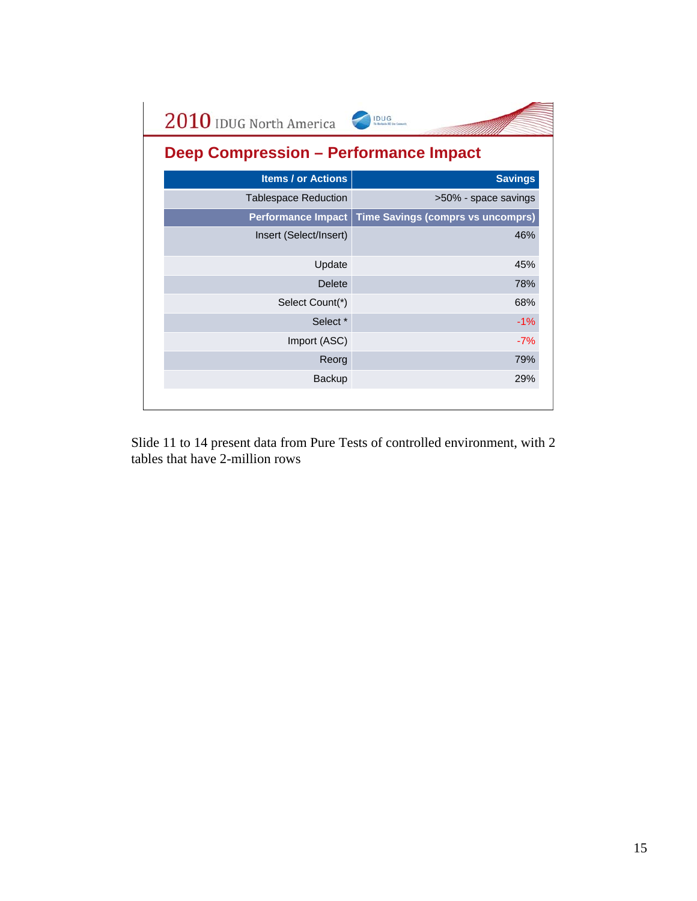## 2010 IDUG North America

# Deep Compression – Performance Impact

| Items / or Actions | Savings |
|---|---|
| Tablespace Reduction | >50% - space savings |
| **Performance Impact** | **Time Savings (comprs vs uncomprs)** |
| Insert (Select/Insert) | 46% |
| Update | 45% |
| Delete | 78% |
| Select Count(*) | 68% |
| Select * | -1% |
| Import (ASC) | -7% |
| Reorg | 79% |
| Backup | 29% |

Slide 11 to 14 present data from Pure Tests of controlled environment, with 2 tables that have 2-million rows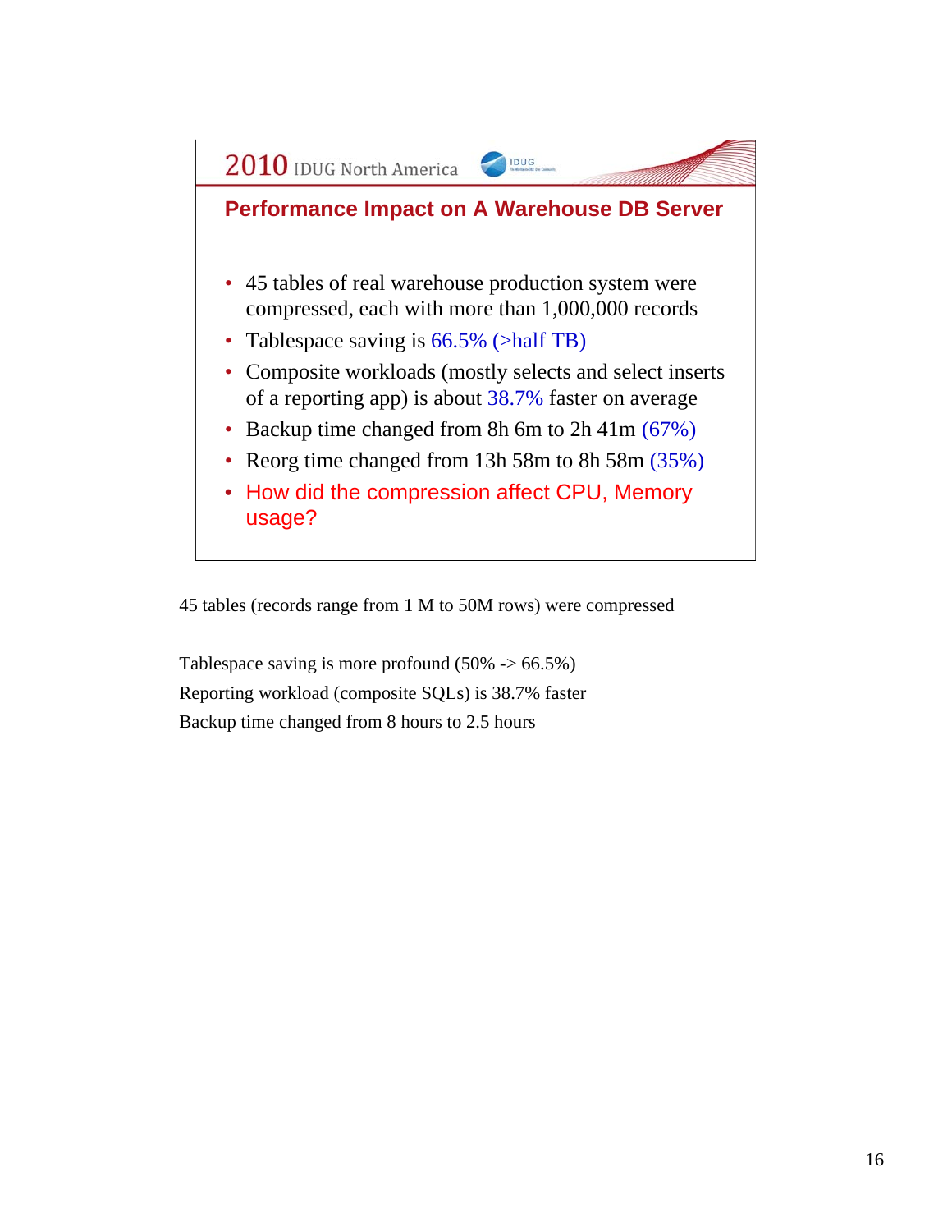2010 IDUG North America

## Performance Impact on A Warehouse DB Server

- 45 tables of real warehouse production system were compressed, each with more than 1,000,000 records
- Tablespace saving is 66.5% (>half TB)
- Composite workloads (mostly selects and select inserts of a reporting app) is about 38.7% faster on average
- Backup time changed from 8h 6m to 2h 41m (67%)
- Reorg time changed from 13h 58m to 8h 58m (35%)
- How did the compression affect CPU, Memory usage?

45 tables (records range from 1 M to 50M rows) were compressed

Tablespace saving is more profound (50% -> 66.5%)
Reporting workload (composite SQLs) is 38.7% faster
Backup time changed from 8 hours to 2.5 hours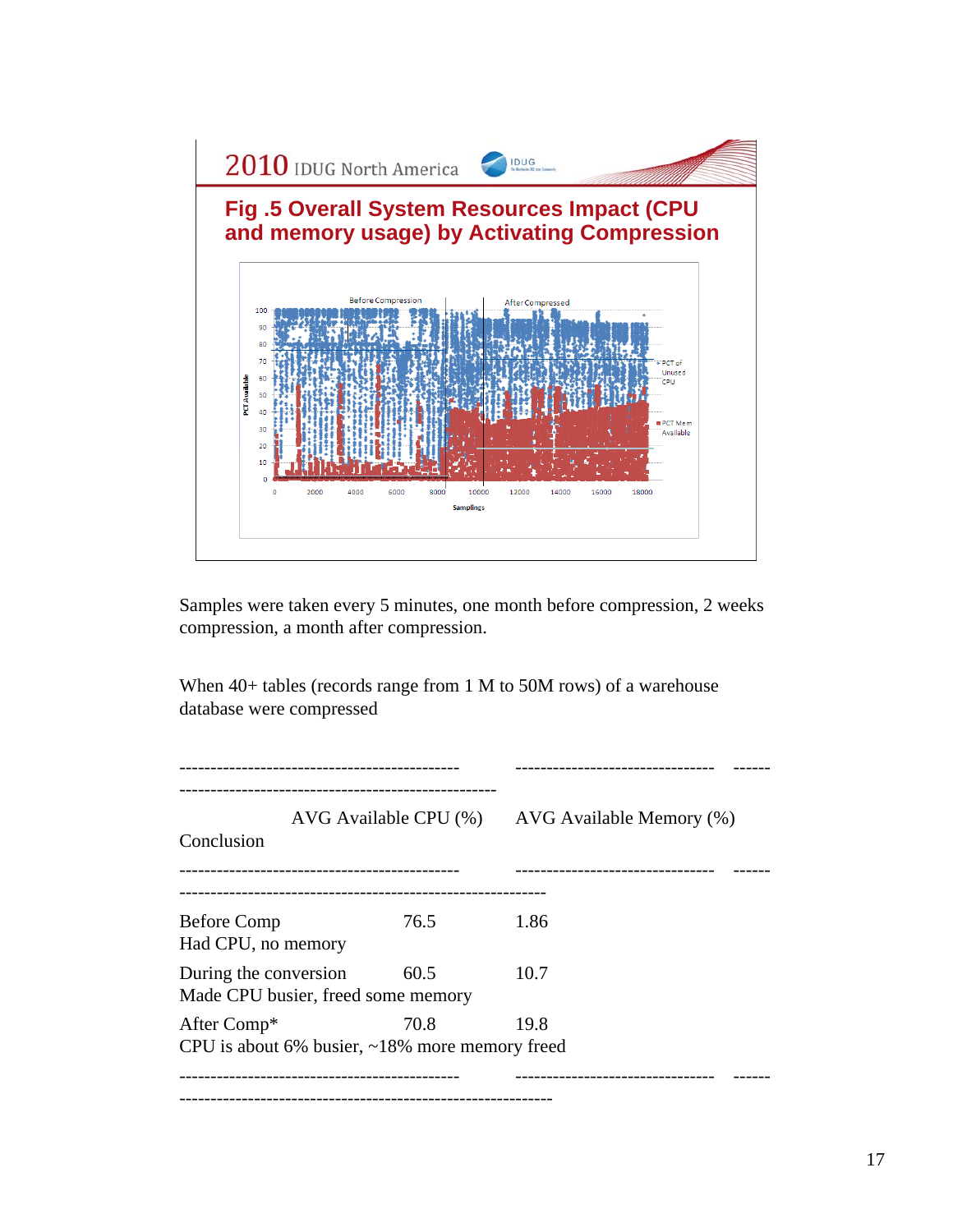## Fig .5 Overall System Resources Impact (CPU and memory usage) by Activating Compression

Samples were taken every 5 minutes, one month before compression, 2 weeks compression, a month after compression.

When 40+ tables (records range from 1 M to 50M rows) of a warehouse database were compressed

| | AVG Available CPU (%) | AVG Available Memory (%) | Conclusion |
| --- | --- | --- | --- |
| Before Comp | 76.5 | 1.86 | Had CPU, no memory |
| During the conversion | 60.5 | 10.7 | Made CPU busier, freed some memory |
| After Comp* | 70.8 | 19.8 | CPU is about 6% busier, ~18% more memory freed |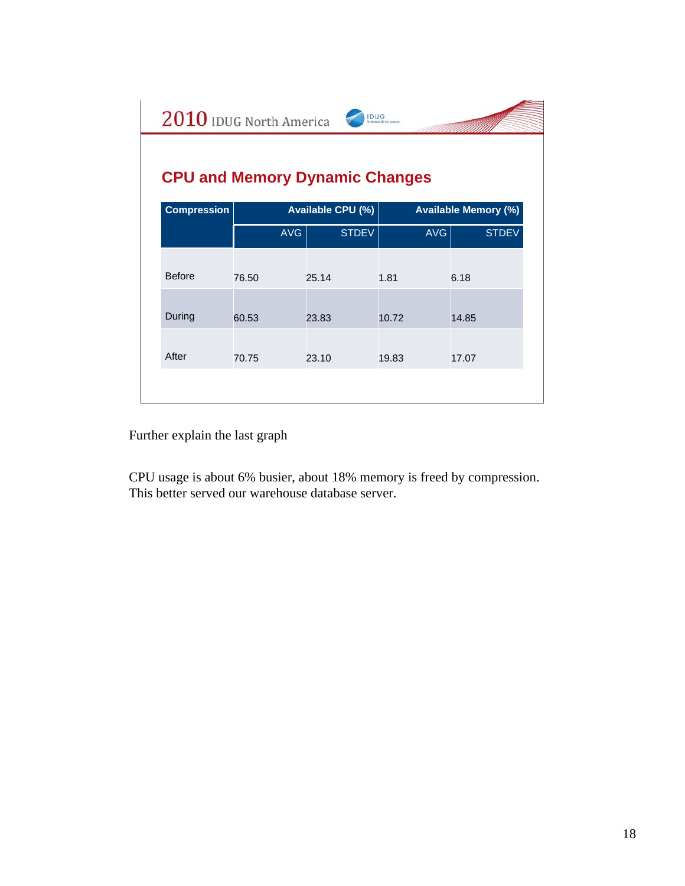2010 IDUG North America

## CPU and Memory Dynamic Changes

| Compression | Available CPU (%) | | Available Memory (%) | |
|---|---|---|---|---|
| | AVG | STDEV | AVG | STDEV |
| Before | 76.50 | 25.14 | 1.81 | 6.18 |
| During | 60.53 | 23.83 | 10.72 | 14.85 |
| After | 70.75 | 23.10 | 19.83 | 17.07 |

Further explain the last graph

CPU usage is about 6% busier, about 18% memory is freed by compression. This better served our warehouse database server.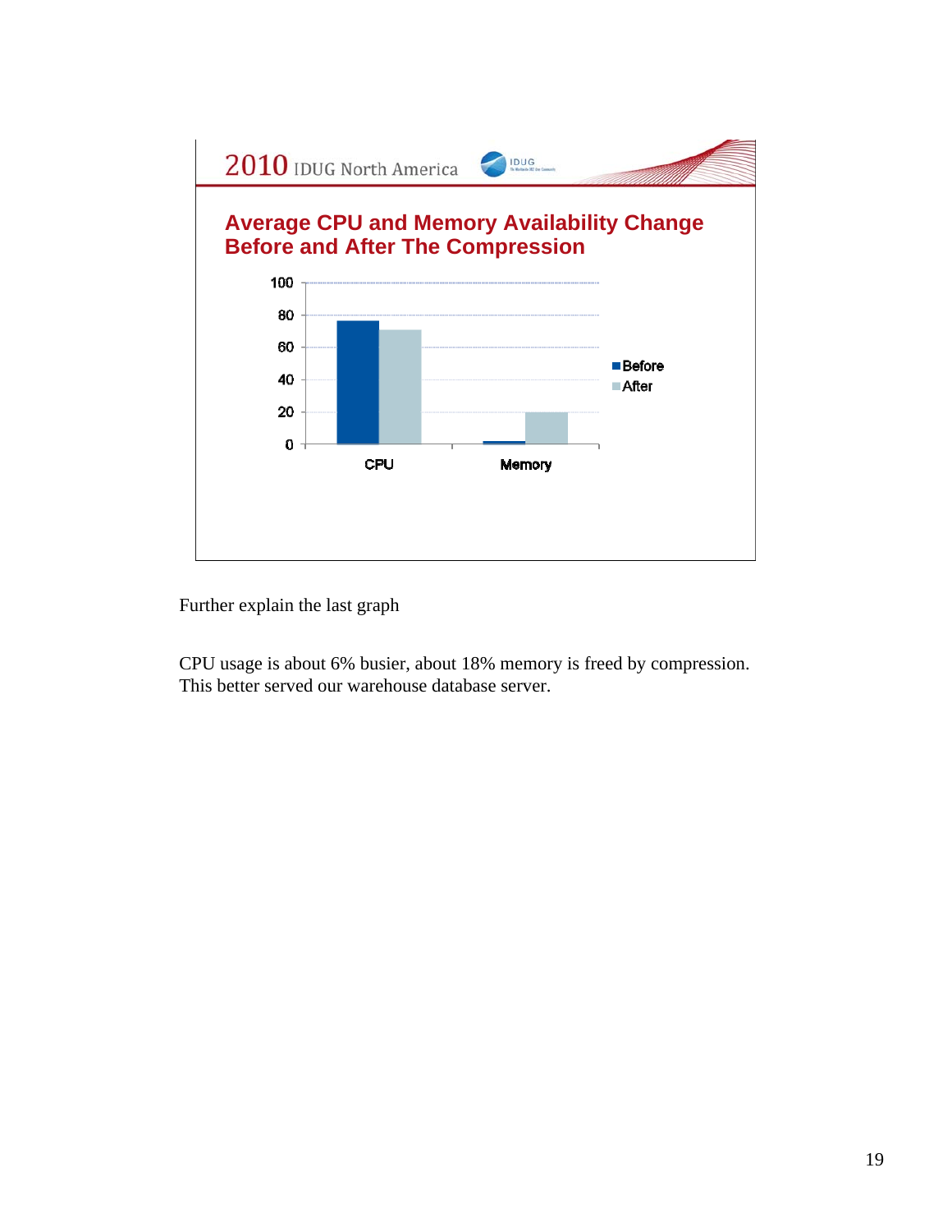## Average CPU and Memory Availability Change Before and After The Compression

| | Before | After |
|---|---|---|
| CPU | 76 | 71 |
| Memory | 2 | 20 |

Further explain the last graph

CPU usage is about 6% busier, about 18% memory is freed by compression. This better served our warehouse database server.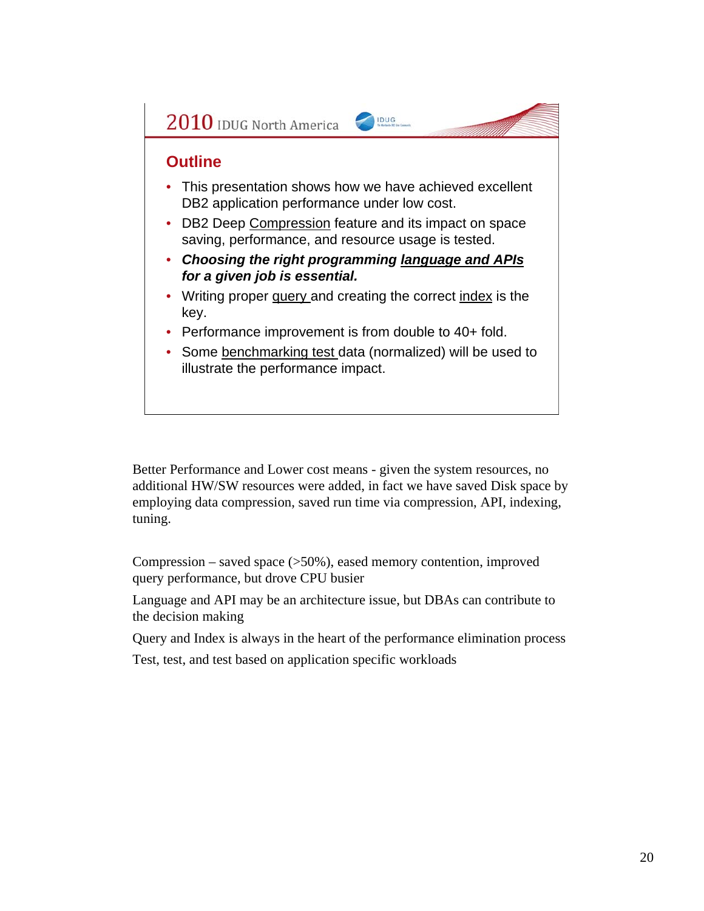2010 IDUG North America

## Outline

- This presentation shows how we have achieved excellent DB2 application performance under low cost.
- DB2 Deep Compression feature and its impact on space saving, performance, and resource usage is tested.
- ***Choosing the right programming language and APIs for a given job is essential.***
- Writing proper query and creating the correct index is the key.
- Performance improvement is from double to 40+ fold.
- Some benchmarking test data (normalized) will be used to illustrate the performance impact.

Better Performance and Lower cost means - given the system resources, no additional HW/SW resources were added, in fact we have saved Disk space by employing data compression, saved run time via compression, API, indexing, tuning.

Compression – saved space (>50%), eased memory contention, improved query performance, but drove CPU busier

Language and API may be an architecture issue, but DBAs can contribute to the decision making

Query and Index is always in the heart of the performance elimination process

Test, test, and test based on application specific workloads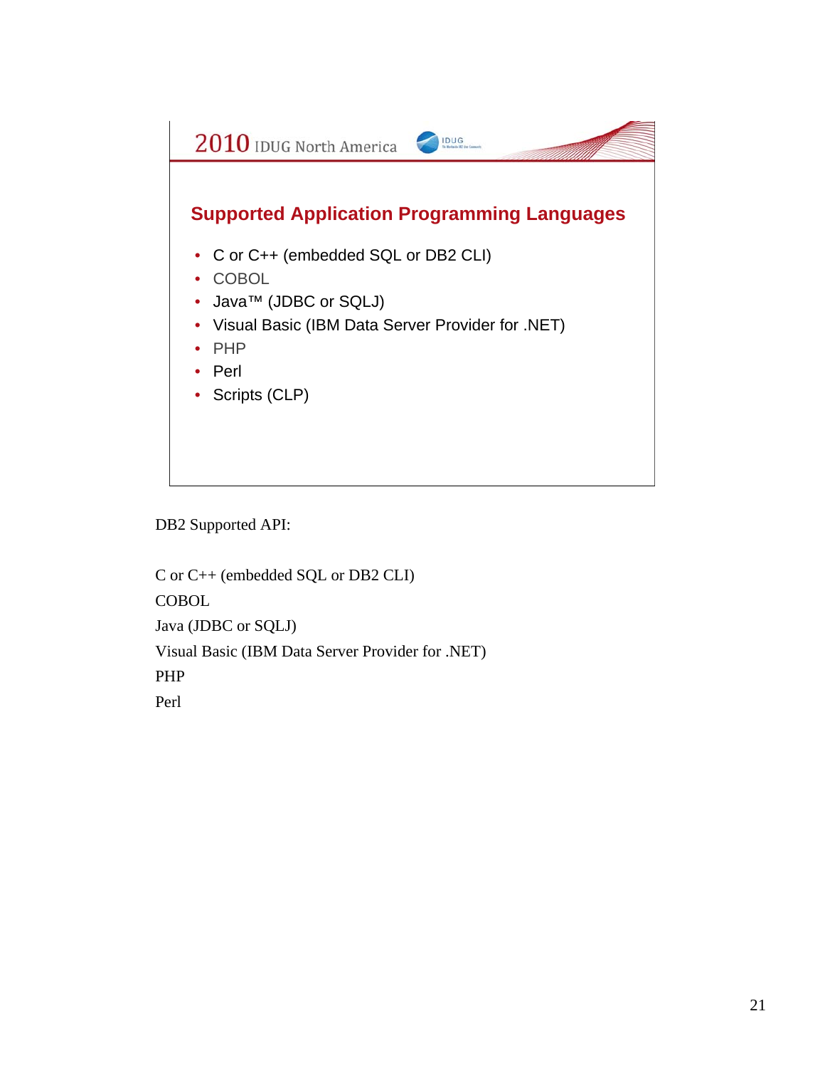2010 IDUG North America

## Supported Application Programming Languages

- C or C++ (embedded SQL or DB2 CLI)
- COBOL
- Java™ (JDBC or SQLJ)
- Visual Basic (IBM Data Server Provider for .NET)
- PHP
- Perl
- Scripts (CLP)

DB2 Supported API:

C or C++ (embedded SQL or DB2 CLI)
COBOL
Java (JDBC or SQLJ)
Visual Basic (IBM Data Server Provider for .NET)
PHP
Perl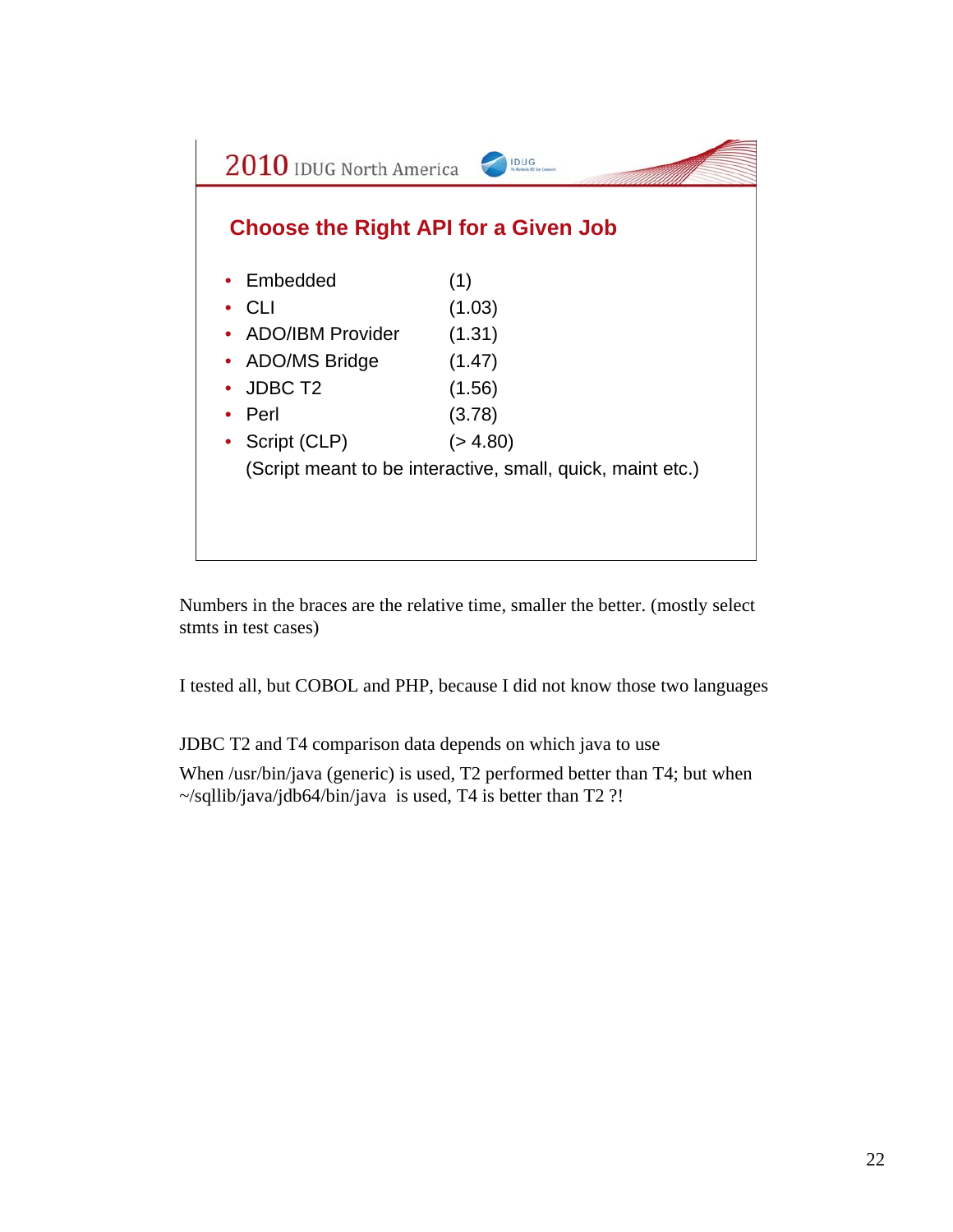## Choose the Right API for a Given Job

- Embedded (1)
- CLI (1.03)
- ADO/IBM Provider (1.31)
- ADO/MS Bridge (1.47)
- JDBC T2 (1.56)
- Perl (3.78)
- Script (CLP) (> 4.80)

(Script meant to be interactive, small, quick, maint etc.)

Numbers in the braces are the relative time, smaller the better. (mostly select stmts in test cases)

I tested all, but COBOL and PHP, because I did not know those two languages

JDBC T2 and T4 comparison data depends on which java to use

When /usr/bin/java (generic) is used, T2 performed better than T4; but when ~/sqllib/java/jdb64/bin/java is used, T4 is better than T2 ?!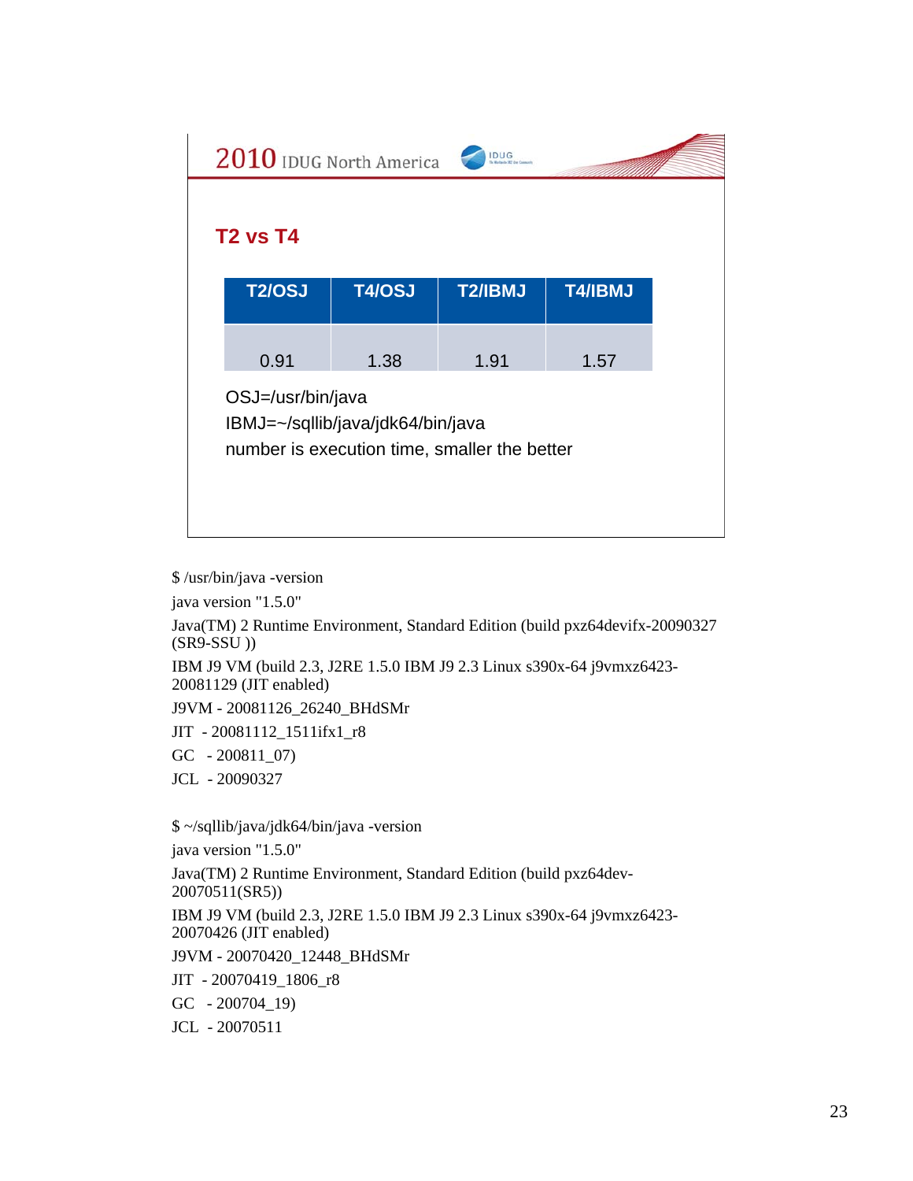## T2 vs T4

| T2/OSJ | T4/OSJ | T2/IBMJ | T4/IBMJ |
|---|---|---|---|
| 0.91 | 1.38 | 1.91 | 1.57 |

OSJ=/usr/bin/java

IBMJ=~/sqllib/java/jdk64/bin/java

number is execution time, smaller the better

```
$ /usr/bin/java -version
java version "1.5.0"
Java(TM) 2 Runtime Environment, Standard Edition (build pxz64devifx-20090327 (SR9-SSU ))
IBM J9 VM (build 2.3, J2RE 1.5.0 IBM J9 2.3 Linux s390x-64 j9vmxz6423-20081129 (JIT enabled)
J9VM - 20081126_26240_BHdSMr
JIT  - 20081112_1511ifx1_r8
GC   - 200811_07)
JCL  - 20090327

$ ~/sqllib/java/jdk64/bin/java -version
java version "1.5.0"
Java(TM) 2 Runtime Environment, Standard Edition (build pxz64dev-20070511(SR5))
IBM J9 VM (build 2.3, J2RE 1.5.0 IBM J9 2.3 Linux s390x-64 j9vmxz6423-20070426 (JIT enabled)
J9VM - 20070420_12448_BHdSMr
JIT  - 20070419_1806_r8
GC   - 200704_19)
JCL  - 20070511
```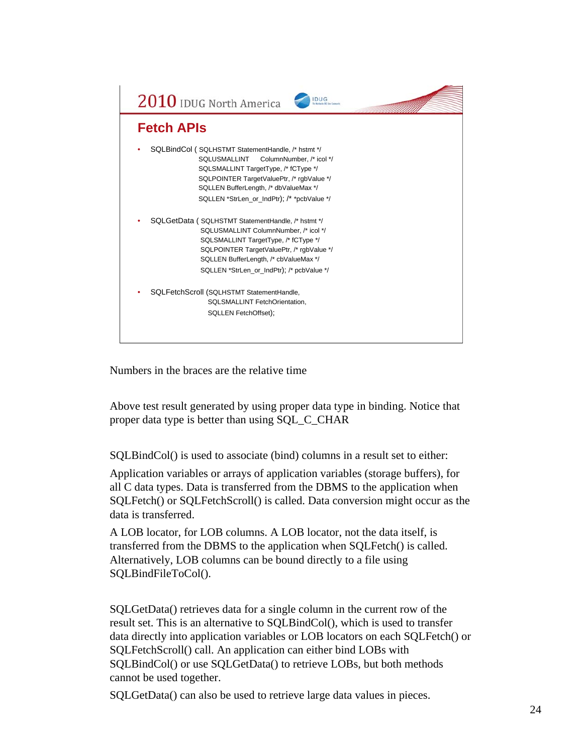2010 IDUG North America

## Fetch APIs

- SQLBindCol ( SQLHSTMT StatementHandle, /* hstmt */
  ```
  SQLUSMALLINT      ColumnNumber, /* icol */
  SQLSMALLINT TargetType, /* fCType */
  SQLPOINTER TargetValuePtr, /* rgbValue */
  SQLLEN BufferLength, /* dbValueMax */
  SQLLEN *StrLen_or_IndPtr); /* *pcbValue */
  ```
- SQLGetData ( SQLHSTMT StatementHandle, /* hstmt */
  ```
  SQLUSMALLINT ColumnNumber, /* icol */
  SQLSMALLINT TargetType, /* fCType */
  SQLPOINTER TargetValuePtr, /* rgbValue */
  SQLLEN BufferLength, /* cbValueMax */
  SQLLEN *StrLen_or_IndPtr); /* pcbValue */
  ```
- SQLFetchScroll (SQLHSTMT StatementHandle,
  ```
  SQLSMALLINT FetchOrientation,
  SQLLEN FetchOffset);
  ```

Numbers in the braces are the relative time

Above test result generated by using proper data type in binding. Notice that proper data type is better than using SQL_C_CHAR

SQLBindCol() is used to associate (bind) columns in a result set to either:

Application variables or arrays of application variables (storage buffers), for all C data types. Data is transferred from the DBMS to the application when SQLFetch() or SQLFetchScroll() is called. Data conversion might occur as the data is transferred.

A LOB locator, for LOB columns. A LOB locator, not the data itself, is transferred from the DBMS to the application when SQLFetch() is called. Alternatively, LOB columns can be bound directly to a file using SQLBindFileToCol().

SQLGetData() retrieves data for a single column in the current row of the result set. This is an alternative to SQLBindCol(), which is used to transfer data directly into application variables or LOB locators on each SQLFetch() or SQLFetchScroll() call. An application can either bind LOBs with SQLBindCol() or use SQLGetData() to retrieve LOBs, but both methods cannot be used together.

SQLGetData() can also be used to retrieve large data values in pieces.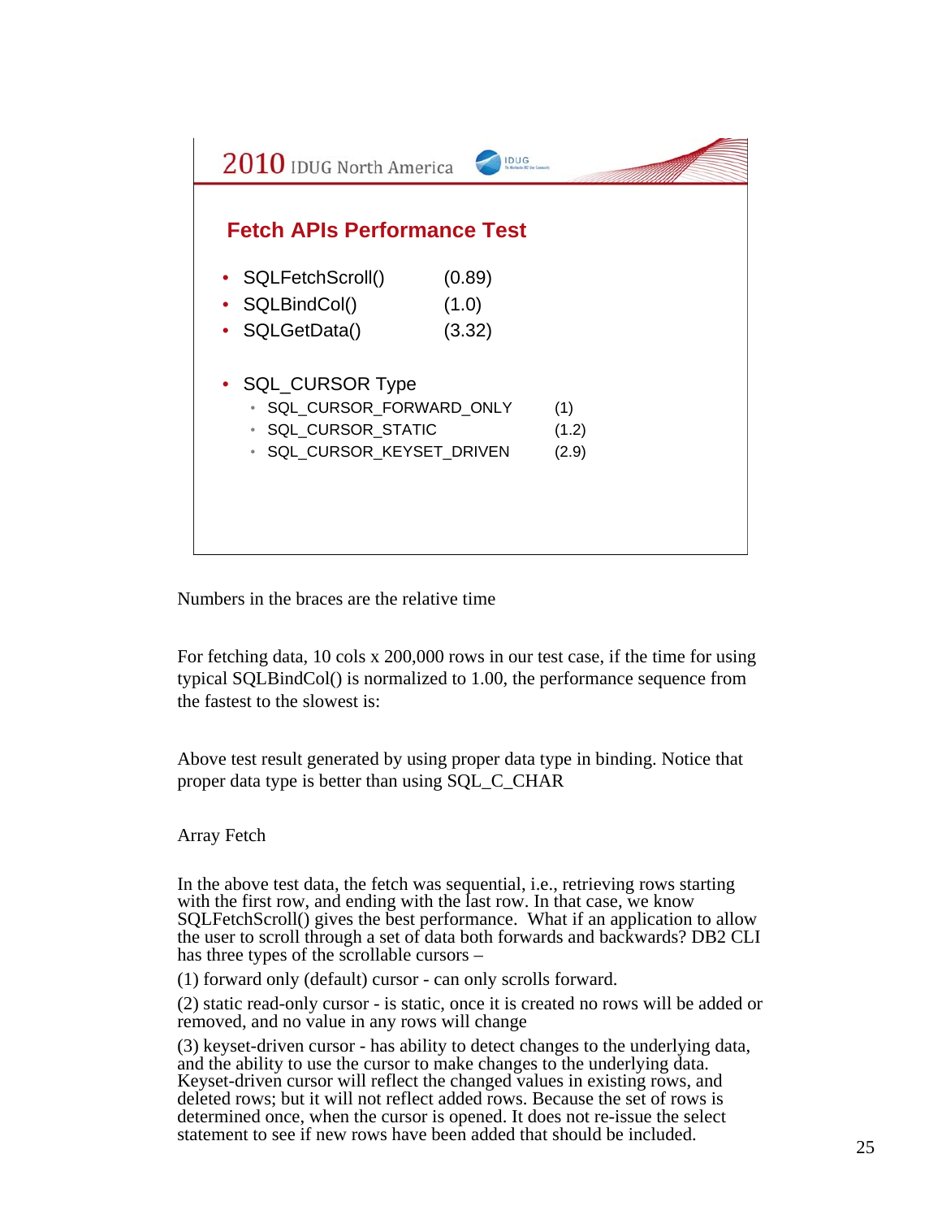## Fetch APIs Performance Test

- SQLFetchScroll() (0.89)
- SQLBindCol() (1.0)
- SQLGetData() (3.32)

- SQL_CURSOR Type
  - SQL_CURSOR_FORWARD_ONLY (1)
  - SQL_CURSOR_STATIC (1.2)
  - SQL_CURSOR_KEYSET_DRIVEN (2.9)

Numbers in the braces are the relative time

For fetching data, 10 cols x 200,000 rows in our test case, if the time for using typical SQLBindCol() is normalized to 1.00, the performance sequence from the fastest to the slowest is:

Above test result generated by using proper data type in binding. Notice that proper data type is better than using SQL_C_CHAR

Array Fetch

In the above test data, the fetch was sequential, i.e., retrieving rows starting with the first row, and ending with the last row. In that case, we know SQLFetchScroll() gives the best performance. What if an application to allow the user to scroll through a set of data both forwards and backwards? DB2 CLI has three types of the scrollable cursors –

(1) forward only (default) cursor - can only scrolls forward.

(2) static read-only cursor - is static, once it is created no rows will be added or removed, and no value in any rows will change

(3) keyset-driven cursor - has ability to detect changes to the underlying data, and the ability to use the cursor to make changes to the underlying data. Keyset-driven cursor will reflect the changed values in existing rows, and deleted rows; but it will not reflect added rows. Because the set of rows is determined once, when the cursor is opened. It does not re-issue the select statement to see if new rows have been added that should be included.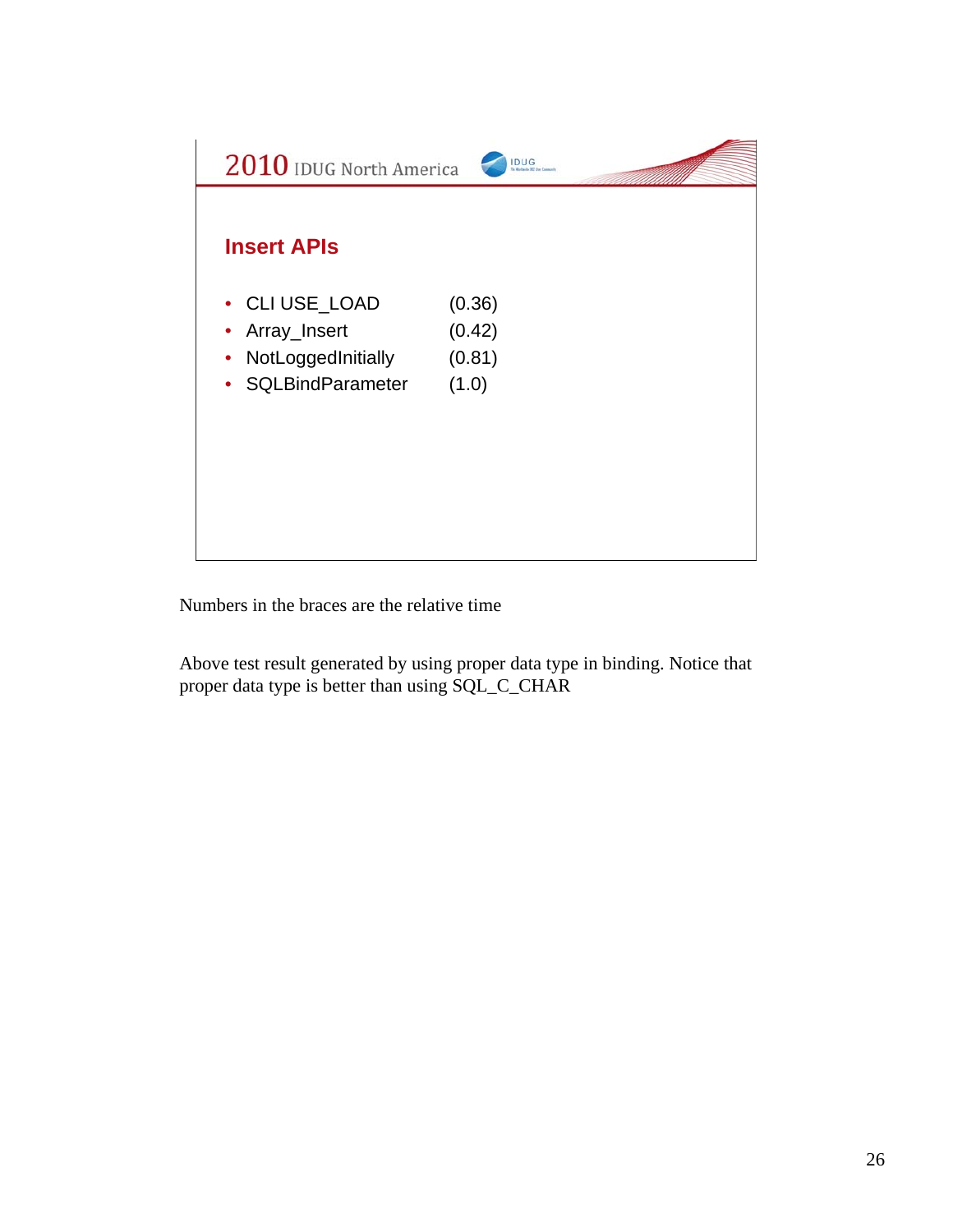## Insert APIs

- CLI USE_LOAD (0.36)
- Array_Insert (0.42)
- NotLoggedInitially (0.81)
- SQLBindParameter (1.0)

Numbers in the braces are the relative time

Above test result generated by using proper data type in binding. Notice that proper data type is better than using SQL_C_CHAR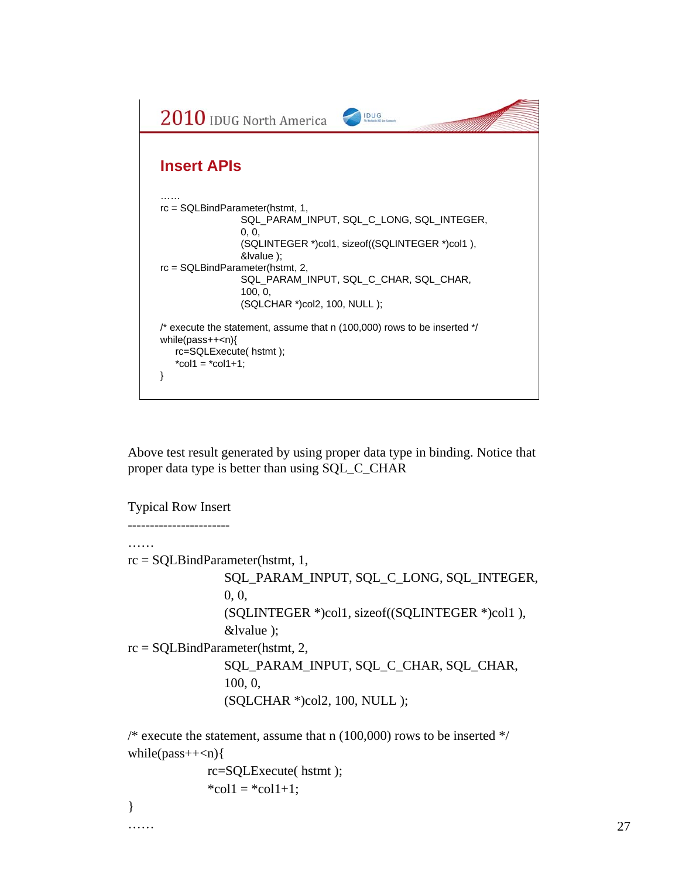## Insert APIs

```
……
rc = SQLBindParameter(hstmt, 1,
                      SQL_PARAM_INPUT, SQL_C_LONG, SQL_INTEGER,
                      0, 0,
                      (SQLINTEGER *)col1, sizeof((SQLINTEGER *)col1 ),
                      &lvalue );
rc = SQLBindParameter(hstmt, 2,
                      SQL_PARAM_INPUT, SQL_C_CHAR, SQL_CHAR,
                      100, 0,
                      (SQLCHAR *)col2, 100, NULL );

/* execute the statement, assume that n (100,000) rows to be inserted */
while(pass++<n){
    rc=SQLExecute( hstmt );
    *col1 = *col1+1;
}
```

Above test result generated by using proper data type in binding. Notice that proper data type is better than using SQL_C_CHAR

Typical Row Insert

-----------------------

```
……
rc = SQLBindParameter(hstmt, 1,
                      SQL_PARAM_INPUT, SQL_C_LONG, SQL_INTEGER,
                      0, 0,
                      (SQLINTEGER *)col1, sizeof((SQLINTEGER *)col1 ),
                      &lvalue );
rc = SQLBindParameter(hstmt, 2,
                      SQL_PARAM_INPUT, SQL_C_CHAR, SQL_CHAR,
                      100, 0,
                      (SQLCHAR *)col2, 100, NULL );

/* execute the statement, assume that n (100,000) rows to be inserted */
while(pass++<n){
                rc=SQLExecute( hstmt );
                *col1 = *col1+1;
}
……
```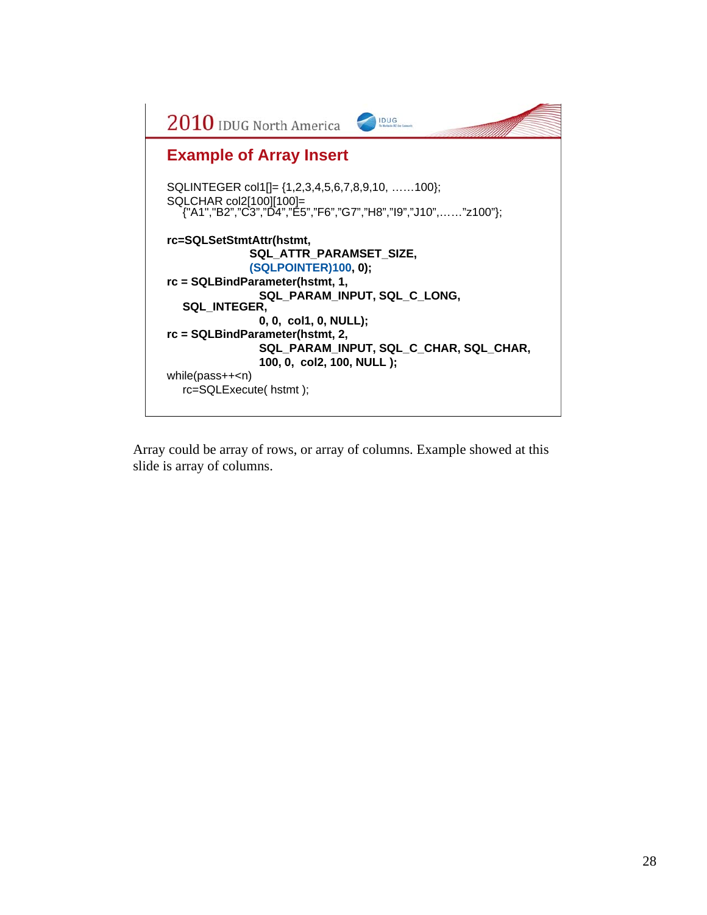## Example of Array Insert

```
SQLINTEGER col1[]= {1,2,3,4,5,6,7,8,9,10, ……100};
SQLCHAR col2[100][100]=
    {"A1","B2","C3","D4","E5","F6","G7","H8","I9","J10",……"z100"};

rc=SQLSetStmtAttr(hstmt,
                  SQL_ATTR_PARAMSET_SIZE,
                  (SQLPOINTER)100, 0);
rc = SQLBindParameter(hstmt, 1,
                  SQL_PARAM_INPUT, SQL_C_LONG,
    SQL_INTEGER,
                  0, 0,  col1, 0, NULL);
rc = SQLBindParameter(hstmt, 2,
                  SQL_PARAM_INPUT, SQL_C_CHAR, SQL_CHAR,
                  100, 0,  col2, 100, NULL );
while(pass++<n)
    rc=SQLExecute( hstmt );
```

Array could be array of rows, or array of columns. Example showed at this slide is array of columns.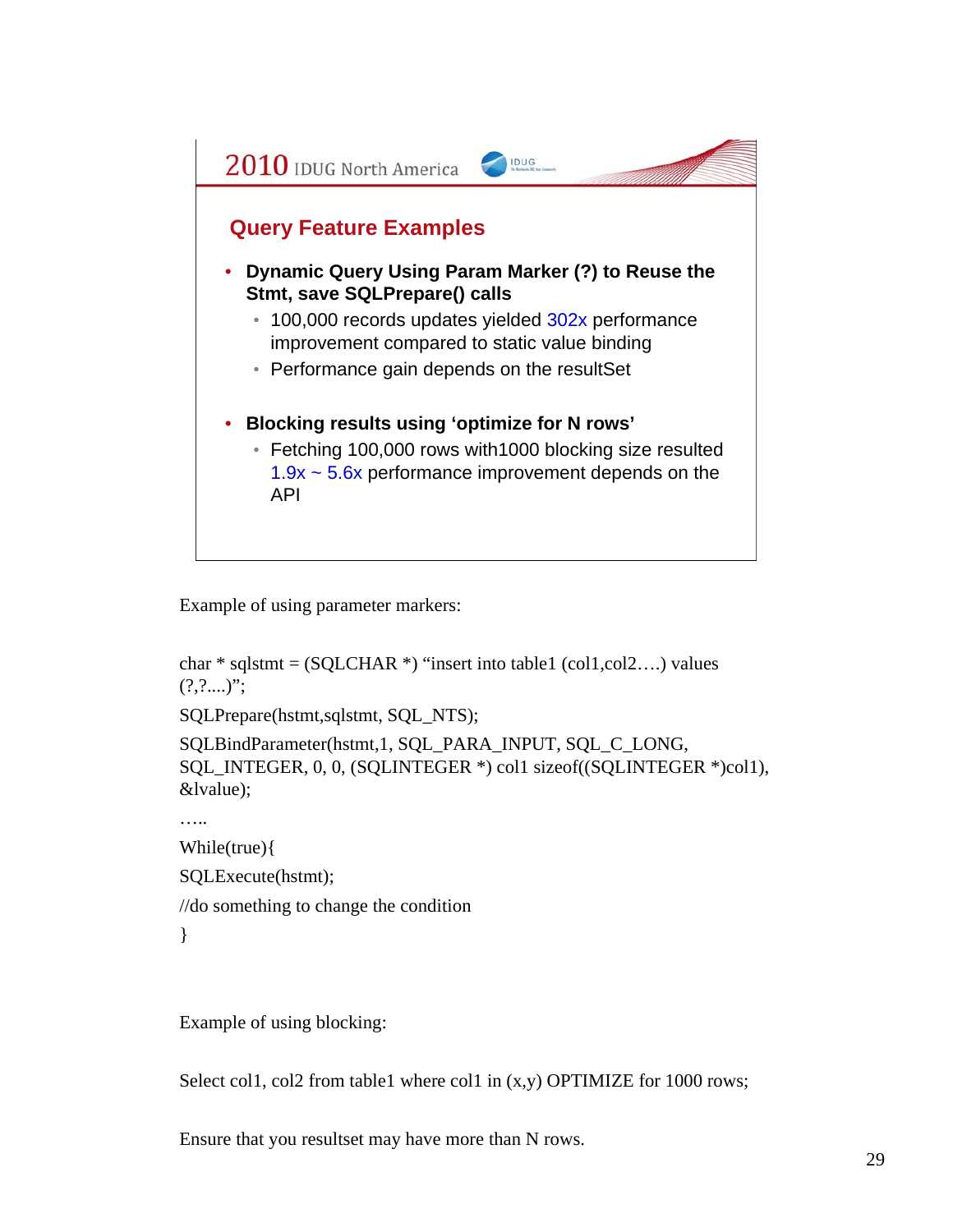## Query Feature Examples

- **Dynamic Query Using Param Marker (?) to Reuse the Stmt, save SQLPrepare() calls**
  - 100,000 records updates yielded 302x performance improvement compared to static value binding
  - Performance gain depends on the resultSet
- **Blocking results using 'optimize for N rows'**
  - Fetching 100,000 rows with1000 blocking size resulted 1.9x ~ 5.6x performance improvement depends on the API

Example of using parameter markers:

```
char * sqlstmt = (SQLCHAR *) "insert into table1 (col1,col2….) values (?,?....)";
SQLPrepare(hstmt,sqlstmt, SQL_NTS);
SQLBindParameter(hstmt,1, SQL_PARA_INPUT, SQL_C_LONG, SQL_INTEGER, 0, 0, (SQLINTEGER *) col1 sizeof((SQLINTEGER *)col1), &lvalue);
…..
While(true){
SQLExecute(hstmt);
//do something to change the condition
}
```

Example of using blocking:

```
Select col1, col2 from table1 where col1 in (x,y) OPTIMIZE for 1000 rows;
```

Ensure that you resultset may have more than N rows.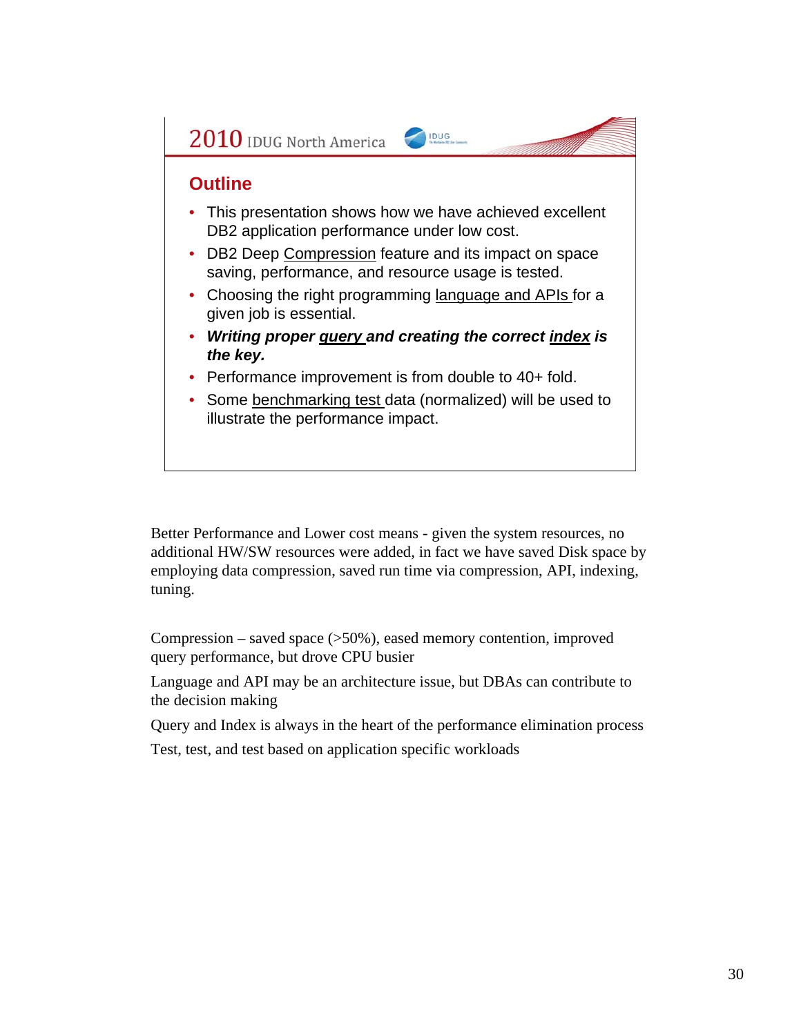2010 IDUG North America

## Outline

- This presentation shows how we have achieved excellent DB2 application performance under low cost.
- DB2 Deep Compression feature and its impact on space saving, performance, and resource usage is tested.
- Choosing the right programming language and APIs for a given job is essential.
- ***Writing proper query and creating the correct index is the key.***
- Performance improvement is from double to 40+ fold.
- Some benchmarking test data (normalized) will be used to illustrate the performance impact.

Better Performance and Lower cost means - given the system resources, no additional HW/SW resources were added, in fact we have saved Disk space by employing data compression, saved run time via compression, API, indexing, tuning.

Compression – saved space (>50%), eased memory contention, improved query performance, but drove CPU busier

Language and API may be an architecture issue, but DBAs can contribute to the decision making

Query and Index is always in the heart of the performance elimination process

Test, test, and test based on application specific workloads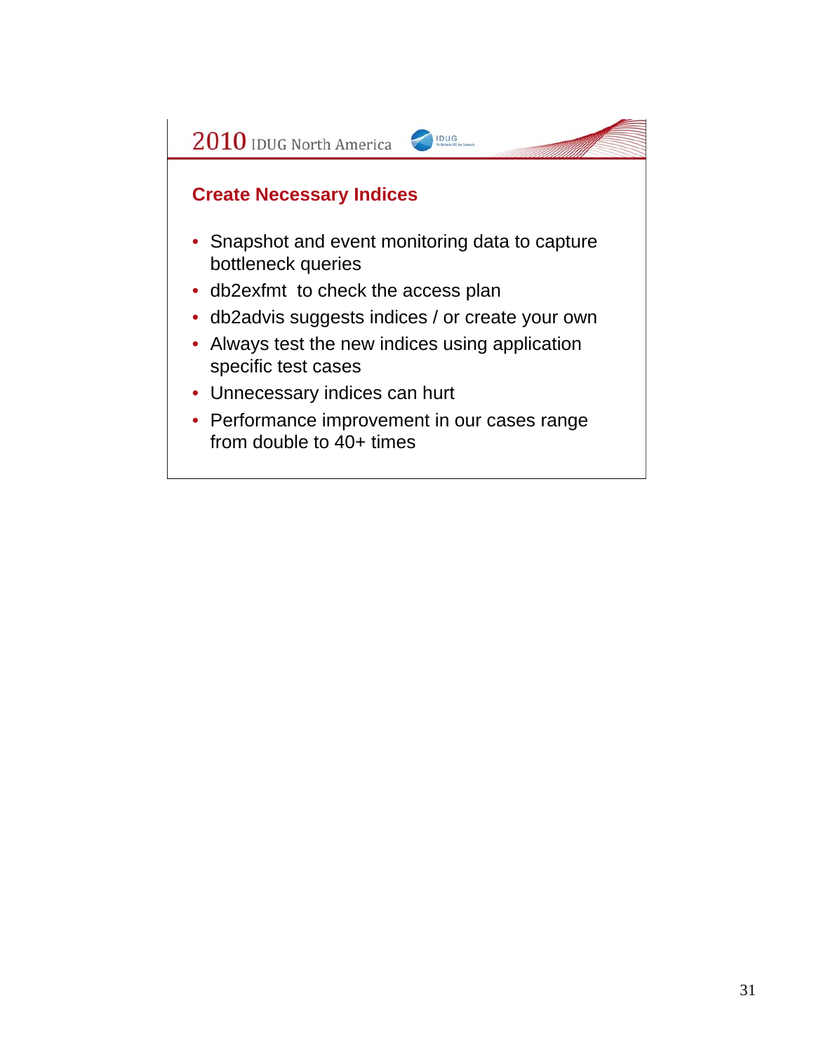## Create Necessary Indices

- Snapshot and event monitoring data to capture bottleneck queries
- db2exfmt to check the access plan
- db2advis suggests indices / or create your own
- Always test the new indices using application specific test cases
- Unnecessary indices can hurt
- Performance improvement in our cases range from double to 40+ times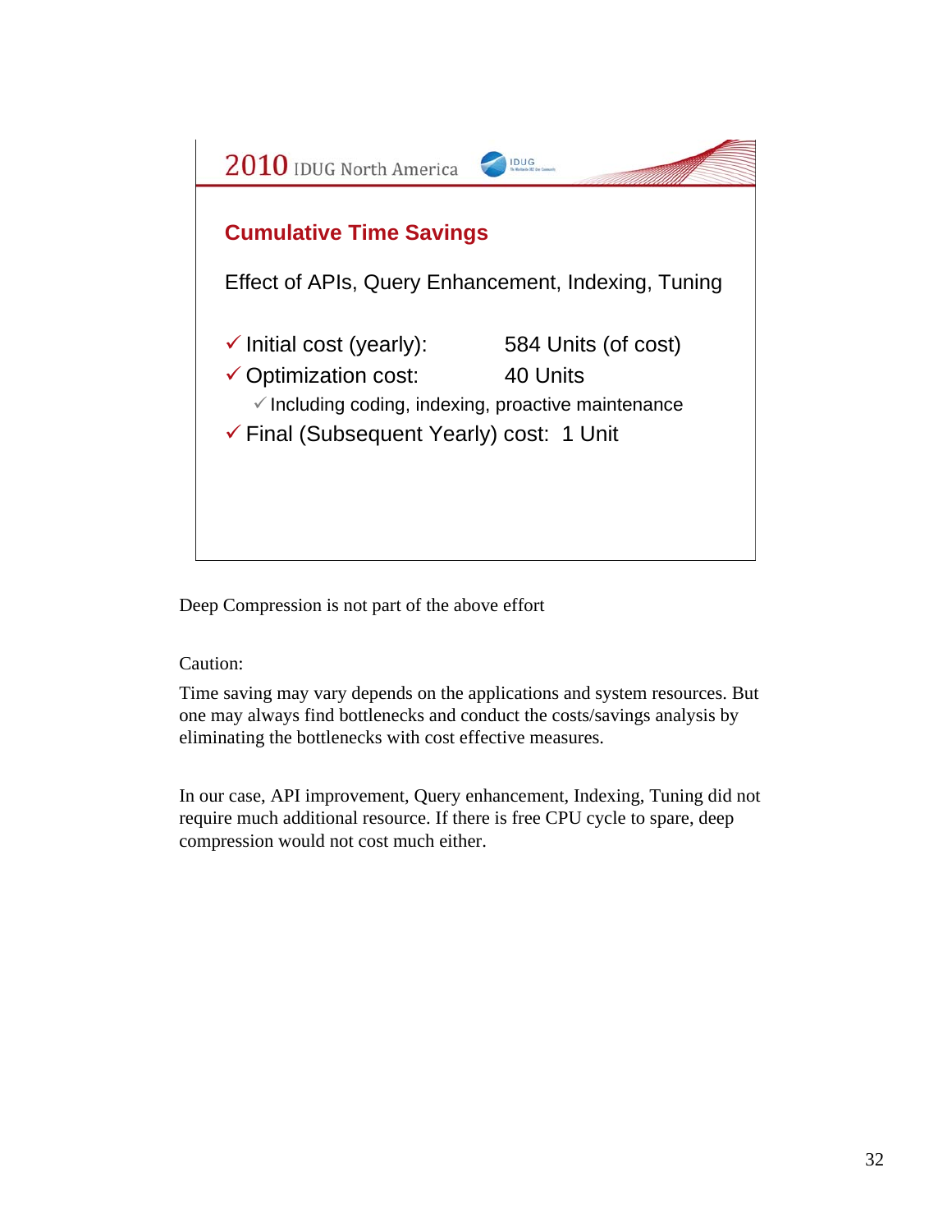## Cumulative Time Savings

Effect of APIs, Query Enhancement, Indexing, Tuning

- ✓ Initial cost (yearly): 584 Units (of cost)
- ✓ Optimization cost: 40 Units
  - ✓ Including coding, indexing, proactive maintenance
- ✓ Final (Subsequent Yearly) cost: 1 Unit

Deep Compression is not part of the above effort

Caution:

Time saving may vary depends on the applications and system resources. But one may always find bottlenecks and conduct the costs/savings analysis by eliminating the bottlenecks with cost effective measures.

In our case, API improvement, Query enhancement, Indexing, Tuning did not require much additional resource. If there is free CPU cycle to spare, deep compression would not cost much either.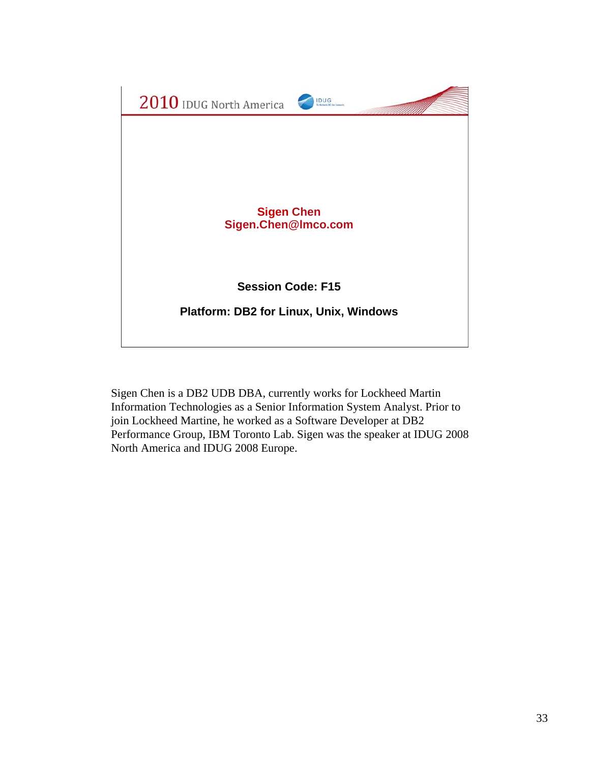2010 IDUG North America

**Sigen Chen**
**Sigen.Chen@lmco.com**

**Session Code: F15**

**Platform: DB2 for Linux, Unix, Windows**

Sigen Chen is a DB2 UDB DBA, currently works for Lockheed Martin Information Technologies as a Senior Information System Analyst. Prior to join Lockheed Martine, he worked as a Software Developer at DB2 Performance Group, IBM Toronto Lab. Sigen was the speaker at IDUG 2008 North America and IDUG 2008 Europe.